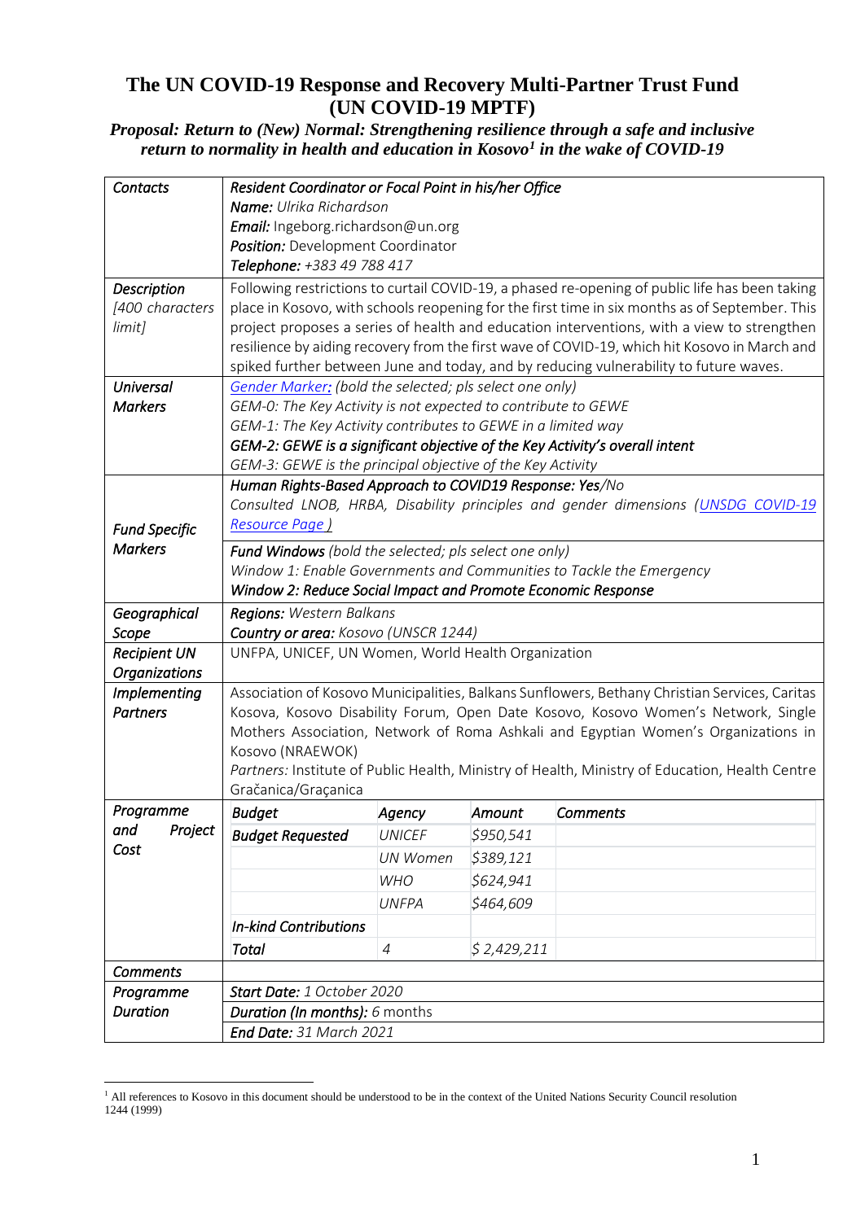# The UN COVID-19 Response and Recovery Multi-Partner Trust Fund (UN COVID-19 MPTF)

### *Proposal: Return to (New) Normal: Strengthening resilience through a safe and inclusive return to normality in health and education in Kosovo[1] in the wake of COVID-19*

| | |
|---|---|
| *Contacts* | ***Resident Coordinator or Focal Point in his/her Office***<br>***Name:*** *Ulrika Richardson*<br>***Email:*** Ingeborg.richardson@un.org<br>***Position:*** Development Coordinator<br>***Telephone:*** *+383 49 788 417* |
| *Description*<br>*[400 characters limit]* | Following restrictions to curtail COVID-19, a phased re-opening of public life has been taking place in Kosovo, with schools reopening for the first time in six months as of September. This project proposes a series of health and education interventions, with a view to strengthen resilience by aiding recovery from the first wave of COVID-19, which hit Kosovo in March and spiked further between June and today, and by reducing vulnerability to future waves. |
| *Universal Markers* | *Gender Marker: (bold the selected; pls select one only)*<br>*GEM-0: The Key Activity is not expected to contribute to GEWE*<br>*GEM-1: The Key Activity contributes to GEWE in a limited way*<br>***GEM-2: GEWE is a significant objective of the Key Activity's overall intent***<br>*GEM-3: GEWE is the principal objective of the Key Activity* |
| *Fund Specific Markers* | ***Human Rights-Based Approach to COVID19 Response: Yes****/No*<br>*Consulted LNOB, HRBA, Disability principles and gender dimensions (UNSDG COVID-19 Resource Page )*<br><br>***Fund Windows*** *(bold the selected; pls select one only)*<br>*Window 1: Enable Governments and Communities to Tackle the Emergency*<br>***Window 2: Reduce Social Impact and Promote Economic Response*** |
| *Geographical Scope* | ***Regions:*** *Western Balkans*<br>***Country or area:*** *Kosovo (UNSCR 1244)* |
| *Recipient UN Organizations* | UNFPA, UNICEF, UN Women, World Health Organization |
| *Implementing Partners* | Association of Kosovo Municipalities, Balkans Sunflowers, Bethany Christian Services, Caritas Kosova, Kosovo Disability Forum, Open Date Kosovo, Kosovo Women's Network, Single Mothers Association, Network of Roma Ashkali and Egyptian Women's Organizations in Kosovo (NRAEWOK)<br>*Partners:* Institute of Public Health, Ministry of Health, Ministry of Education, Health Centre Gračanica/Graçanica |
| *Programme and Project Cost* | *(see budget table below)* |
| *Comments* | |
| *Programme Duration* | ***Start Date:*** *1 October 2020*<br>***Duration (In months):*** *6* months<br>***End Date:*** *31 March 2021* |

**Programme and Project Cost**

| *Budget* | *Agency* | *Amount* | *Comments* |
|---|---|---|---|
| ***Budget Requested*** | *UNICEF* | *$950,541* | |
| | *UN Women* | *$389,121* | |
| | *WHO* | *$624,941* | |
| | *UNFPA* | *$464,609* | |
| ***In-kind Contributions*** | | | |
| ***Total*** | *4* | *$ 2,429,211* | |

[1] All references to Kosovo in this document should be understood to be in the context of the United Nations Security Council resolution 1244 (1999)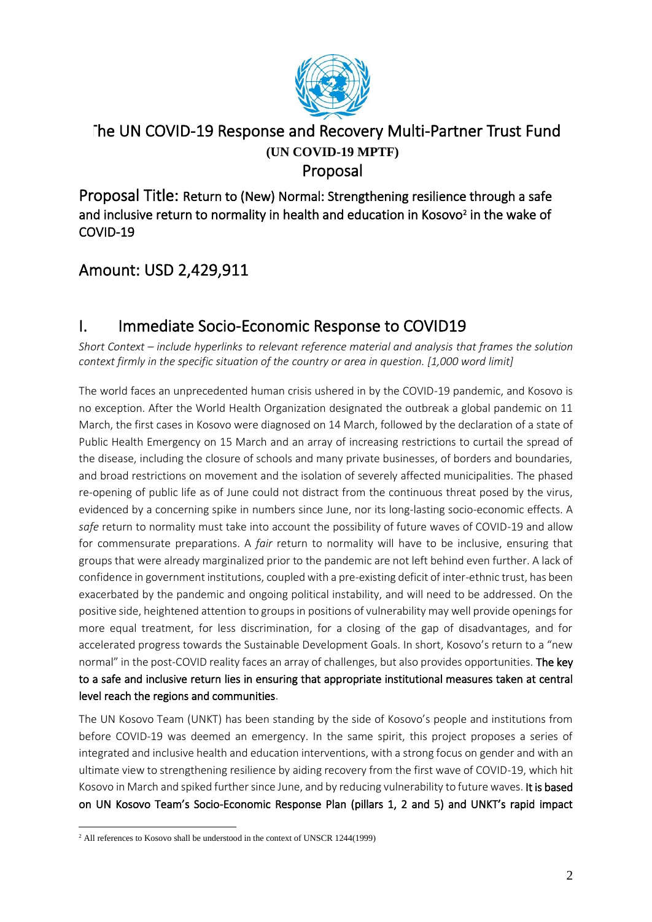# The UN COVID-19 Response and Recovery Multi-Partner Trust Fund

**(UN COVID-19 MPTF)**

Proposal

## Proposal Title: Return to (New) Normal: Strengthening resilience through a safe and inclusive return to normality in health and education in Kosovo[2] in the wake of COVID-19

## Amount: USD 2,429,911

## I. Immediate Socio-Economic Response to COVID19

*Short Context – include hyperlinks to relevant reference material and analysis that frames the solution context firmly in the specific situation of the country or area in question. [1,000 word limit]*

The world faces an unprecedented human crisis ushered in by the COVID-19 pandemic, and Kosovo is no exception. After the World Health Organization designated the outbreak a global pandemic on 11 March, the first cases in Kosovo were diagnosed on 14 March, followed by the declaration of a state of Public Health Emergency on 15 March and an array of increasing restrictions to curtail the spread of the disease, including the closure of schools and many private businesses, of borders and boundaries, and broad restrictions on movement and the isolation of severely affected municipalities. The phased re-opening of public life as of June could not distract from the continuous threat posed by the virus, evidenced by a concerning spike in numbers since June, nor its long-lasting socio-economic effects. A *safe* return to normality must take into account the possibility of future waves of COVID-19 and allow for commensurate preparations. A *fair* return to normality will have to be inclusive, ensuring that groups that were already marginalized prior to the pandemic are not left behind even further. A lack of confidence in government institutions, coupled with a pre-existing deficit of inter-ethnic trust, has been exacerbated by the pandemic and ongoing political instability, and will need to be addressed. On the positive side, heightened attention to groups in positions of vulnerability may well provide openings for more equal treatment, for less discrimination, for a closing of the gap of disadvantages, and for accelerated progress towards the Sustainable Development Goals. In short, Kosovo's return to a "new normal" in the post-COVID reality faces an array of challenges, but also provides opportunities. **The key to a safe and inclusive return lies in ensuring that appropriate institutional measures taken at central level reach the regions and communities**.

The UN Kosovo Team (UNKT) has been standing by the side of Kosovo's people and institutions from before COVID-19 was deemed an emergency. In the same spirit, this project proposes a series of integrated and inclusive health and education interventions, with a strong focus on gender and with an ultimate view to strengthening resilience by aiding recovery from the first wave of COVID-19, which hit Kosovo in March and spiked further since June, and by reducing vulnerability to future waves. **It is based on UN Kosovo Team's Socio-Economic Response Plan (pillars 1, 2 and 5) and UNKT's rapid impact**

[2] All references to Kosovo shall be understood in the context of UNSCR 1244(1999)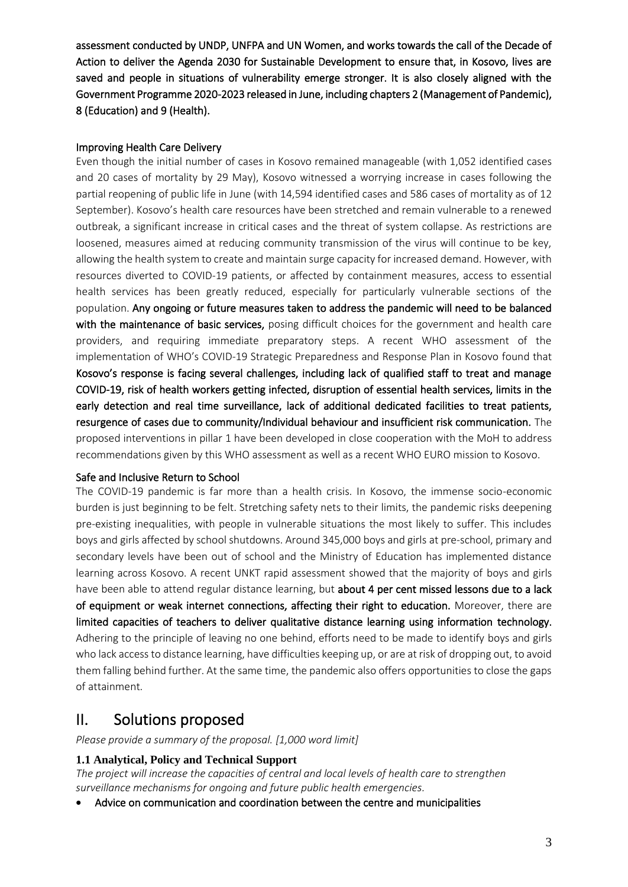**assessment conducted by UNDP, UNFPA and UN Women, and works towards the call of the Decade of Action to deliver the Agenda 2030 for Sustainable Development to ensure that, in Kosovo, lives are saved and people in situations of vulnerability emerge stronger. It is also closely aligned with the Government Programme 2020-2023 released in June, including chapters 2 (Management of Pandemic), 8 (Education) and 9 (Health).**

Improving Health Care Delivery

Even though the initial number of cases in Kosovo remained manageable (with 1,052 identified cases and 20 cases of mortality by 29 May), Kosovo witnessed a worrying increase in cases following the partial reopening of public life in June (with 14,594 identified cases and 586 cases of mortality as of 12 September). Kosovo's health care resources have been stretched and remain vulnerable to a renewed outbreak, a significant increase in critical cases and the threat of system collapse. As restrictions are loosened, measures aimed at reducing community transmission of the virus will continue to be key, allowing the health system to create and maintain surge capacity for increased demand. However, with resources diverted to COVID-19 patients, or affected by containment measures, access to essential health services has been greatly reduced, especially for particularly vulnerable sections of the population. **Any ongoing or future measures taken to address the pandemic will need to be balanced with the maintenance of basic services,** posing difficult choices for the government and health care providers, and requiring immediate preparatory steps. A recent WHO assessment of the implementation of WHO's COVID-19 Strategic Preparedness and Response Plan in Kosovo found that **Kosovo's response is facing several challenges, including lack of qualified staff to treat and manage COVID-19, risk of health workers getting infected, disruption of essential health services, limits in the early detection and real time surveillance, lack of additional dedicated facilities to treat patients, resurgence of cases due to community/Individual behaviour and insufficient risk communication.** The proposed interventions in pillar 1 have been developed in close cooperation with the MoH to address recommendations given by this WHO assessment as well as a recent WHO EURO mission to Kosovo.

Safe and Inclusive Return to School

The COVID-19 pandemic is far more than a health crisis. In Kosovo, the immense socio-economic burden is just beginning to be felt. Stretching safety nets to their limits, the pandemic risks deepening pre-existing inequalities, with people in vulnerable situations the most likely to suffer. This includes boys and girls affected by school shutdowns. Around 345,000 boys and girls at pre-school, primary and secondary levels have been out of school and the Ministry of Education has implemented distance learning across Kosovo. A recent UNKT rapid assessment showed that the majority of boys and girls have been able to attend regular distance learning, but **about 4 per cent missed lessons due to a lack of equipment or weak internet connections, affecting their right to education.** Moreover, there are **limited capacities of teachers to deliver qualitative distance learning using information technology.** Adhering to the principle of leaving no one behind, efforts need to be made to identify boys and girls who lack access to distance learning, have difficulties keeping up, or are at risk of dropping out, to avoid them falling behind further. At the same time, the pandemic also offers opportunities to close the gaps of attainment.

# II. Solutions proposed

*Please provide a summary of the proposal. [1,000 word limit]*

**1.1 Analytical, Policy and Technical Support**

*The project will increase the capacities of central and local levels of health care to strengthen surveillance mechanisms for ongoing and future public health emergencies.*

- **Advice on communication and coordination between the centre and municipalities**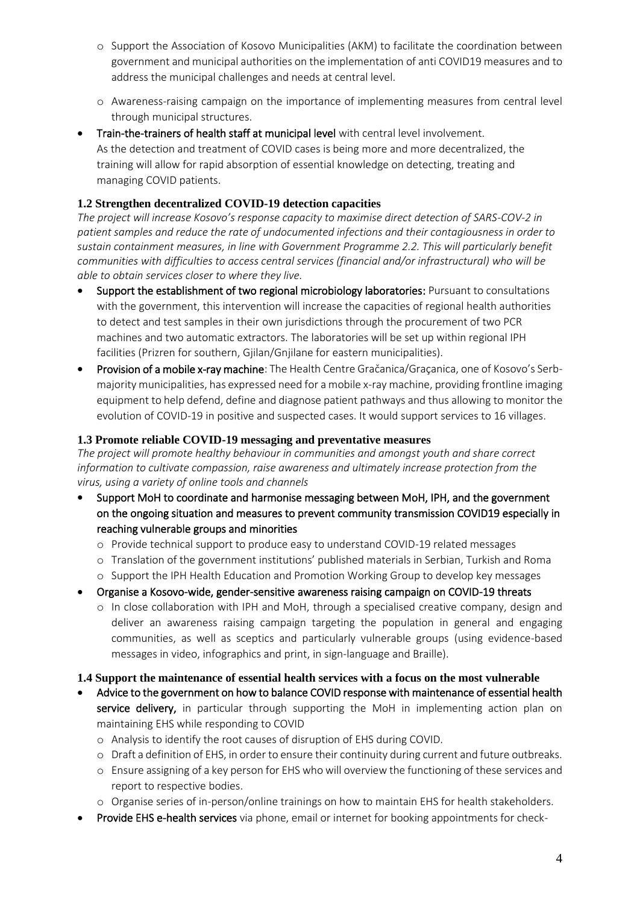- Support the Association of Kosovo Municipalities (AKM) to facilitate the coordination between government and municipal authorities on the implementation of anti COVID19 measures and to address the municipal challenges and needs at central level.
  - Awareness-raising campaign on the importance of implementing measures from central level through municipal structures.
- **Train-the-trainers of health staff at municipal level** with central level involvement. As the detection and treatment of COVID cases is being more and more decentralized, the training will allow for rapid absorption of essential knowledge on detecting, treating and managing COVID patients.

### 1.2 Strengthen decentralized COVID-19 detection capacities

*The project will increase Kosovo's response capacity to maximise direct detection of SARS-COV-2 in patient samples and reduce the rate of undocumented infections and their contagiousness in order to sustain containment measures, in line with Government Programme 2.2. This will particularly benefit communities with difficulties to access central services (financial and/or infrastructural) who will be able to obtain services closer to where they live.*

- **Support the establishment of two regional microbiology laboratories:** Pursuant to consultations with the government, this intervention will increase the capacities of regional health authorities to detect and test samples in their own jurisdictions through the procurement of two PCR machines and two automatic extractors. The laboratories will be set up within regional IPH facilities (Prizren for southern, Gjilan/Gnjilane for eastern municipalities).
- **Provision of a mobile x-ray machine**: The Health Centre Gračanica/Graçanica, one of Kosovo's Serb-majority municipalities, has expressed need for a mobile x-ray machine, providing frontline imaging equipment to help defend, define and diagnose patient pathways and thus allowing to monitor the evolution of COVID-19 in positive and suspected cases. It would support services to 16 villages.

### 1.3 Promote reliable COVID-19 messaging and preventative measures

*The project will promote healthy behaviour in communities and amongst youth and share correct information to cultivate compassion, raise awareness and ultimately increase protection from the virus, using a variety of online tools and channels*

- **Support MoH to coordinate and harmonise messaging between MoH, IPH, and the government on the ongoing situation and measures to prevent community transmission COVID19 especially in reaching vulnerable groups and minorities**
  - Provide technical support to produce easy to understand COVID-19 related messages
  - Translation of the government institutions' published materials in Serbian, Turkish and Roma
  - Support the IPH Health Education and Promotion Working Group to develop key messages
- **Organise a Kosovo-wide, gender-sensitive awareness raising campaign on COVID-19 threats**
  - In close collaboration with IPH and MoH, through a specialised creative company, design and deliver an awareness raising campaign targeting the population in general and engaging communities, as well as sceptics and particularly vulnerable groups (using evidence-based messages in video, infographics and print, in sign-language and Braille).

### 1.4 Support the maintenance of essential health services with a focus on the most vulnerable

- **Advice to the government on how to balance COVID response with maintenance of essential health service delivery,** in particular through supporting the MoH in implementing action plan on maintaining EHS while responding to COVID
  - Analysis to identify the root causes of disruption of EHS during COVID.
  - Draft a definition of EHS, in order to ensure their continuity during current and future outbreaks.
  - Ensure assigning of a key person for EHS who will overview the functioning of these services and report to respective bodies.
  - Organise series of in-person/online trainings on how to maintain EHS for health stakeholders.
- **Provide EHS e-health services** via phone, email or internet for booking appointments for check-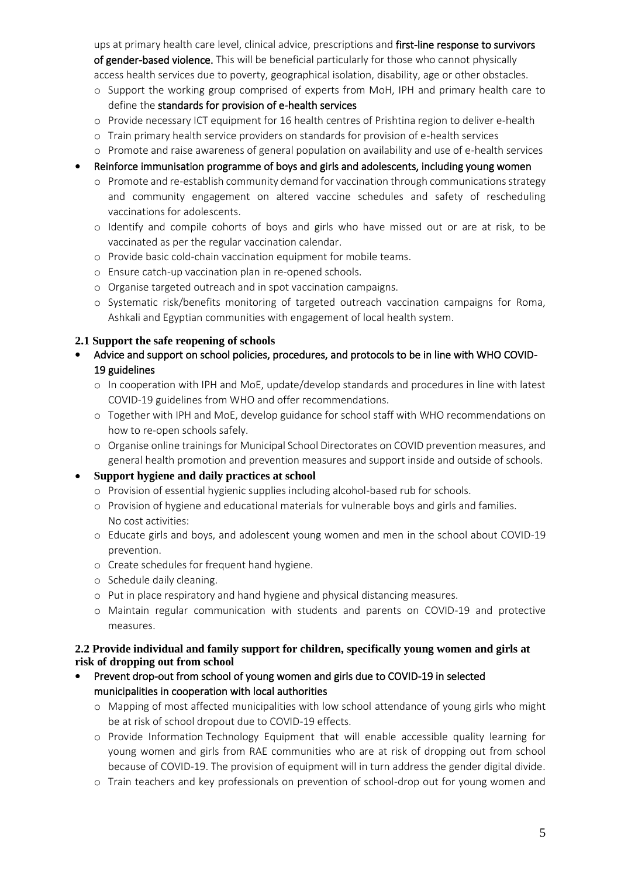ups at primary health care level, clinical advice, prescriptions and **first-line response to survivors of gender-based violence.** This will be beneficial particularly for those who cannot physically access health services due to poverty, geographical isolation, disability, age or other obstacles.

  - Support the working group comprised of experts from MoH, IPH and primary health care to define the **standards for provision of e-health services**
  - Provide necessary ICT equipment for 16 health centres of Prishtina region to deliver e-health
  - Train primary health service providers on standards for provision of e-health services
  - Promote and raise awareness of general population on availability and use of e-health services

- **Reinforce immunisation programme of boys and girls and adolescents, including young women**
  - Promote and re-establish community demand for vaccination through communications strategy and community engagement on altered vaccine schedules and safety of rescheduling vaccinations for adolescents.
  - Identify and compile cohorts of boys and girls who have missed out or are at risk, to be vaccinated as per the regular vaccination calendar.
  - Provide basic cold-chain vaccination equipment for mobile teams.
  - Ensure catch-up vaccination plan in re-opened schools.
  - Organise targeted outreach and in spot vaccination campaigns.
  - Systematic risk/benefits monitoring of targeted outreach vaccination campaigns for Roma, Ashkali and Egyptian communities with engagement of local health system.

### 2.1 Support the safe reopening of schools

- **Advice and support on school policies, procedures, and protocols to be in line with WHO COVID-19 guidelines**
  - In cooperation with IPH and MoE, update/develop standards and procedures in line with latest COVID-19 guidelines from WHO and offer recommendations.
  - Together with IPH and MoE, develop guidance for school staff with WHO recommendations on how to re-open schools safely.
  - Organise online trainings for Municipal School Directorates on COVID prevention measures, and general health promotion and prevention measures and support inside and outside of schools.

- **Support hygiene and daily practices at school**
  - Provision of essential hygienic supplies including alcohol-based rub for schools.
  - Provision of hygiene and educational materials for vulnerable boys and girls and families.
    No cost activities:
  - Educate girls and boys, and adolescent young women and men in the school about COVID-19 prevention.
  - Create schedules for frequent hand hygiene.
  - Schedule daily cleaning.
  - Put in place respiratory and hand hygiene and physical distancing measures.
  - Maintain regular communication with students and parents on COVID-19 and protective measures.

### 2.2 Provide individual and family support for children, specifically young women and girls at risk of dropping out from school

- **Prevent drop-out from school of young women and girls due to COVID-19 in selected municipalities in cooperation with local authorities**
  - Mapping of most affected municipalities with low school attendance of young girls who might be at risk of school dropout due to COVID-19 effects.
  - Provide Information Technology Equipment that will enable accessible quality learning for young women and girls from RAE communities who are at risk of dropping out from school because of COVID-19. The provision of equipment will in turn address the gender digital divide.
  - Train teachers and key professionals on prevention of school-drop out for young women and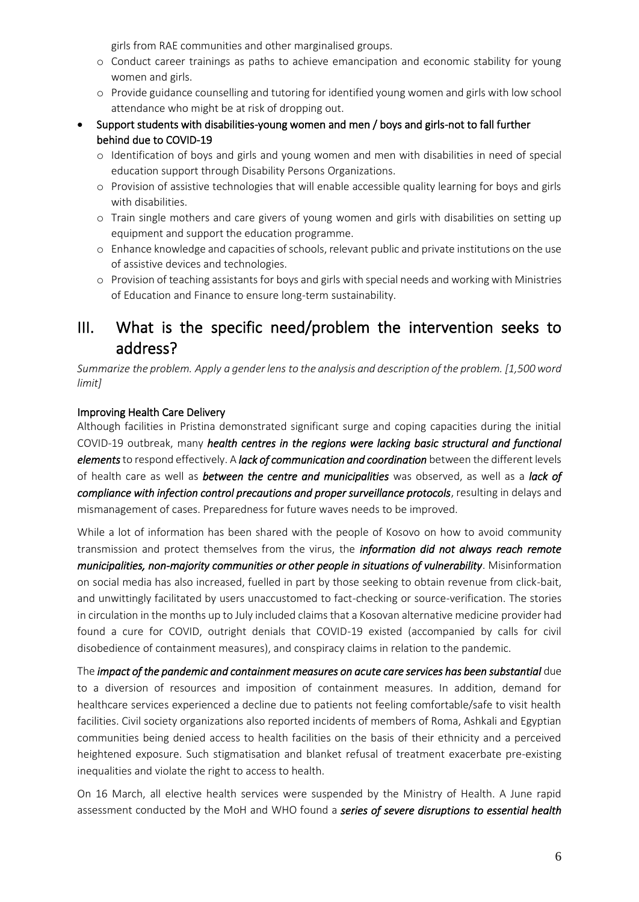girls from RAE communities and other marginalised groups.

  - Conduct career trainings as paths to achieve emancipation and economic stability for young women and girls.
  - Provide guidance counselling and tutoring for identified young women and girls with low school attendance who might be at risk of dropping out.

- Support students with disabilities-young women and men / boys and girls-not to fall further behind due to COVID-19
  - Identification of boys and girls and young women and men with disabilities in need of special education support through Disability Persons Organizations.
  - Provision of assistive technologies that will enable accessible quality learning for boys and girls with disabilities.
  - Train single mothers and care givers of young women and girls with disabilities on setting up equipment and support the education programme.
  - Enhance knowledge and capacities of schools, relevant public and private institutions on the use of assistive devices and technologies.
  - Provision of teaching assistants for boys and girls with special needs and working with Ministries of Education and Finance to ensure long-term sustainability.

# III. What is the specific need/problem the intervention seeks to address?

*Summarize the problem. Apply a gender lens to the analysis and description of the problem. [1,500 word limit]*

### Improving Health Care Delivery

Although facilities in Pristina demonstrated significant surge and coping capacities during the initial COVID-19 outbreak, many ***health centres in the regions were lacking basic structural and functional elements*** to respond effectively. A ***lack of communication and coordination*** between the different levels of health care as well as ***between the centre and municipalities*** was observed, as well as a ***lack of compliance with infection control precautions and proper surveillance protocols***, resulting in delays and mismanagement of cases. Preparedness for future waves needs to be improved.

While a lot of information has been shared with the people of Kosovo on how to avoid community transmission and protect themselves from the virus, the ***information did not always reach remote municipalities, non-majority communities or other people in situations of vulnerability***. Misinformation on social media has also increased, fuelled in part by those seeking to obtain revenue from click-bait, and unwittingly facilitated by users unaccustomed to fact-checking or source-verification. The stories in circulation in the months up to July included claims that a Kosovan alternative medicine provider had found a cure for COVID, outright denials that COVID-19 existed (accompanied by calls for civil disobedience of containment measures), and conspiracy claims in relation to the pandemic.

The ***impact of the pandemic and containment measures on acute care services has been substantial*** due to a diversion of resources and imposition of containment measures. In addition, demand for healthcare services experienced a decline due to patients not feeling comfortable/safe to visit health facilities. Civil society organizations also reported incidents of members of Roma, Ashkali and Egyptian communities being denied access to health facilities on the basis of their ethnicity and a perceived heightened exposure. Such stigmatisation and blanket refusal of treatment exacerbate pre-existing inequalities and violate the right to access to health.

On 16 March, all elective health services were suspended by the Ministry of Health. A June rapid assessment conducted by the MoH and WHO found a ***series of severe disruptions to essential health***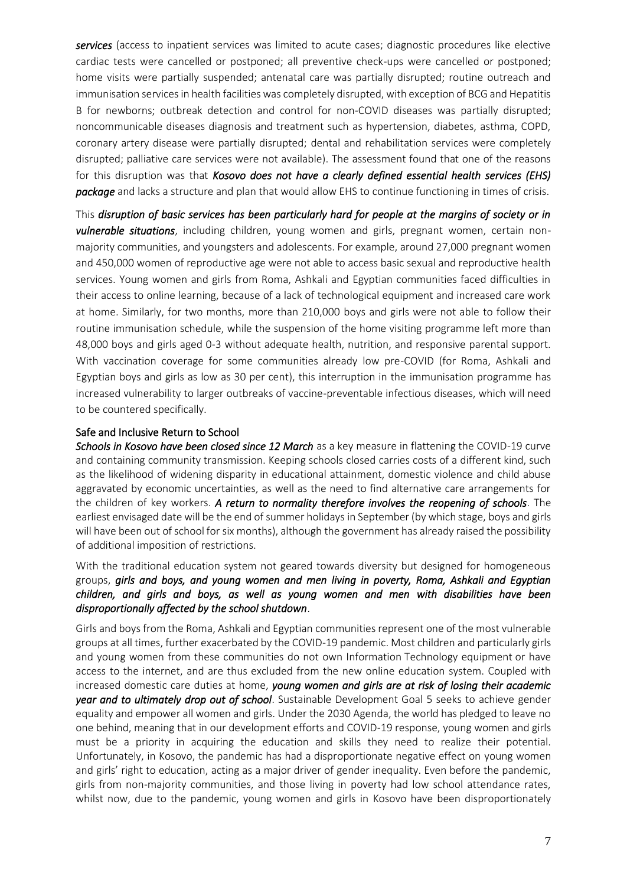***services*** (access to inpatient services was limited to acute cases; diagnostic procedures like elective cardiac tests were cancelled or postponed; all preventive check-ups were cancelled or postponed; home visits were partially suspended; antenatal care was partially disrupted; routine outreach and immunisation services in health facilities was completely disrupted, with exception of BCG and Hepatitis B for newborns; outbreak detection and control for non-COVID diseases was partially disrupted; noncommunicable diseases diagnosis and treatment such as hypertension, diabetes, asthma, COPD, coronary artery disease were partially disrupted; dental and rehabilitation services were completely disrupted; palliative care services were not available). The assessment found that one of the reasons for this disruption was that ***Kosovo does not have a clearly defined essential health services (EHS) package*** and lacks a structure and plan that would allow EHS to continue functioning in times of crisis.

This ***disruption of basic services has been particularly hard for people at the margins of society or in vulnerable situations***, including children, young women and girls, pregnant women, certain non-majority communities, and youngsters and adolescents. For example, around 27,000 pregnant women and 450,000 women of reproductive age were not able to access basic sexual and reproductive health services. Young women and girls from Roma, Ashkali and Egyptian communities faced difficulties in their access to online learning, because of a lack of technological equipment and increased care work at home. Similarly, for two months, more than 210,000 boys and girls were not able to follow their routine immunisation schedule, while the suspension of the home visiting programme left more than 48,000 boys and girls aged 0-3 without adequate health, nutrition, and responsive parental support. With vaccination coverage for some communities already low pre-COVID (for Roma, Ashkali and Egyptian boys and girls as low as 30 per cent), this interruption in the immunisation programme has increased vulnerability to larger outbreaks of vaccine-preventable infectious diseases, which will need to be countered specifically.

### Safe and Inclusive Return to School

***Schools in Kosovo have been closed since 12 March*** as a key measure in flattening the COVID-19 curve and containing community transmission. Keeping schools closed carries costs of a different kind, such as the likelihood of widening disparity in educational attainment, domestic violence and child abuse aggravated by economic uncertainties, as well as the need to find alternative care arrangements for the children of key workers. ***A return to normality therefore involves the reopening of schools***. The earliest envisaged date will be the end of summer holidays in September (by which stage, boys and girls will have been out of school for six months), although the government has already raised the possibility of additional imposition of restrictions.

With the traditional education system not geared towards diversity but designed for homogeneous groups, ***girls and boys, and young women and men living in poverty, Roma, Ashkali and Egyptian children, and girls and boys, as well as young women and men with disabilities have been disproportionally affected by the school shutdown***.

Girls and boys from the Roma, Ashkali and Egyptian communities represent one of the most vulnerable groups at all times, further exacerbated by the COVID-19 pandemic. Most children and particularly girls and young women from these communities do not own Information Technology equipment or have access to the internet, and are thus excluded from the new online education system. Coupled with increased domestic care duties at home, ***young women and girls are at risk of losing their academic year and to ultimately drop out of school***. Sustainable Development Goal 5 seeks to achieve gender equality and empower all women and girls. Under the 2030 Agenda, the world has pledged to leave no one behind, meaning that in our development efforts and COVID-19 response, young women and girls must be a priority in acquiring the education and skills they need to realize their potential. Unfortunately, in Kosovo, the pandemic has had a disproportionate negative effect on young women and girls' right to education, acting as a major driver of gender inequality. Even before the pandemic, girls from non-majority communities, and those living in poverty had low school attendance rates, whilst now, due to the pandemic, young women and girls in Kosovo have been disproportionately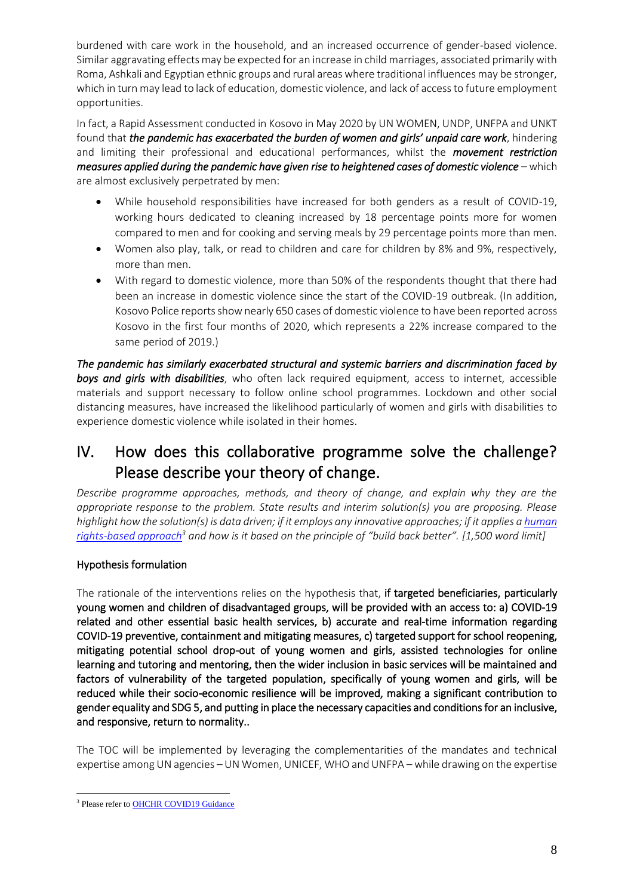burdened with care work in the household, and an increased occurrence of gender-based violence. Similar aggravating effects may be expected for an increase in child marriages, associated primarily with Roma, Ashkali and Egyptian ethnic groups and rural areas where traditional influences may be stronger, which in turn may lead to lack of education, domestic violence, and lack of access to future employment opportunities.

In fact, a Rapid Assessment conducted in Kosovo in May 2020 by UN WOMEN, UNDP, UNFPA and UNKT found that ***the pandemic has exacerbated the burden of women and girls' unpaid care work***, hindering and limiting their professional and educational performances, whilst the ***movement restriction measures applied during the pandemic have given rise to heightened cases of domestic violence*** – which are almost exclusively perpetrated by men:

- While household responsibilities have increased for both genders as a result of COVID-19, working hours dedicated to cleaning increased by 18 percentage points more for women compared to men and for cooking and serving meals by 29 percentage points more than men.
- Women also play, talk, or read to children and care for children by 8% and 9%, respectively, more than men.
- With regard to domestic violence, more than 50% of the respondents thought that there had been an increase in domestic violence since the start of the COVID-19 outbreak. (In addition, Kosovo Police reports show nearly 650 cases of domestic violence to have been reported across Kosovo in the first four months of 2020, which represents a 22% increase compared to the same period of 2019.)

***The pandemic has similarly exacerbated structural and systemic barriers and discrimination faced by boys and girls with disabilities***, who often lack required equipment, access to internet, accessible materials and support necessary to follow online school programmes. Lockdown and other social distancing measures, have increased the likelihood particularly of women and girls with disabilities to experience domestic violence while isolated in their homes.

# IV. How does this collaborative programme solve the challenge? Please describe your theory of change.

*Describe programme approaches, methods, and theory of change, and explain why they are the appropriate response to the problem. State results and interim solution(s) you are proposing. Please highlight how the solution(s) is data driven; if it employs any innovative approaches; if it applies a [human rights-based approach](#)[3] and how is it based on the principle of "build back better". [1,500 word limit]*

## Hypothesis formulation

The rationale of the interventions relies on the hypothesis that, **if targeted beneficiaries, particularly young women and children of disadvantaged groups, will be provided with an access to: a) COVID-19 related and other essential basic health services, b) accurate and real-time information regarding COVID-19 preventive, containment and mitigating measures, c) targeted support for school reopening, mitigating potential school drop-out of young women and girls, assisted technologies for online learning and tutoring and mentoring, then the wider inclusion in basic services will be maintained and factors of vulnerability of the targeted population, specifically of young women and girls, will be reduced while their socio-economic resilience will be improved, making a significant contribution to gender equality and SDG 5, and putting in place the necessary capacities and conditions for an inclusive, and responsive, return to normality..**

The TOC will be implemented by leveraging the complementarities of the mandates and technical expertise among UN agencies – UN Women, UNICEF, WHO and UNFPA – while drawing on the expertise

[3] Please refer to [OHCHR COVID19 Guidance](#)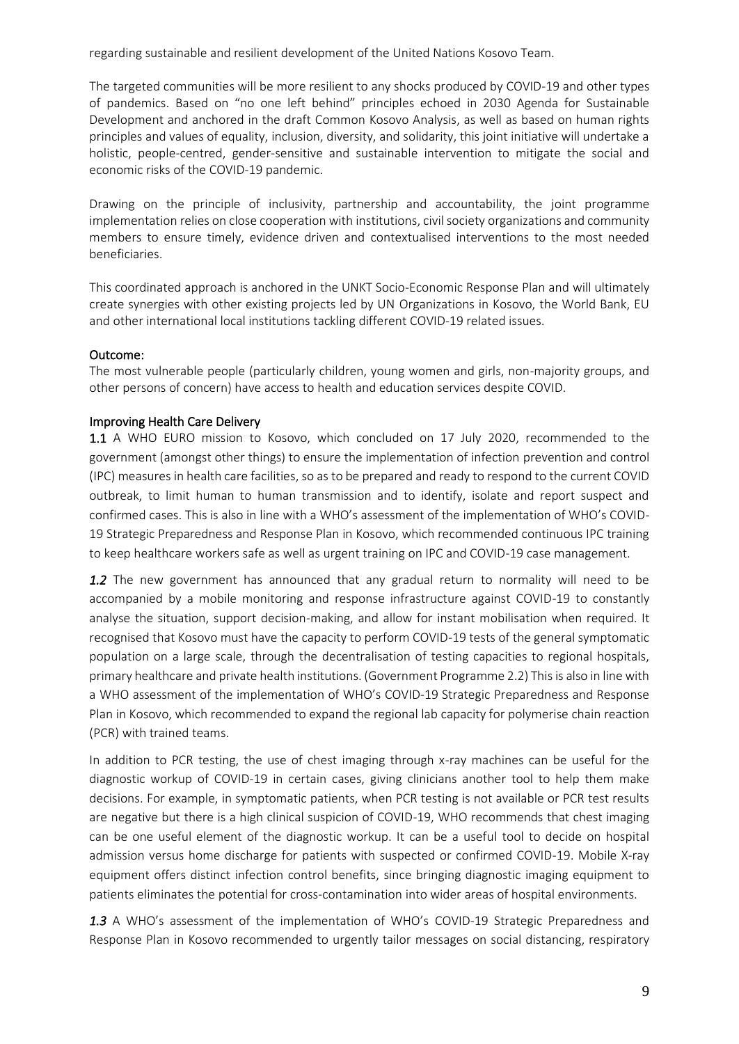regarding sustainable and resilient development of the United Nations Kosovo Team.

The targeted communities will be more resilient to any shocks produced by COVID-19 and other types of pandemics. Based on "no one left behind" principles echoed in 2030 Agenda for Sustainable Development and anchored in the draft Common Kosovo Analysis, as well as based on human rights principles and values of equality, inclusion, diversity, and solidarity, this joint initiative will undertake a holistic, people-centred, gender-sensitive and sustainable intervention to mitigate the social and economic risks of the COVID-19 pandemic.

Drawing on the principle of inclusivity, partnership and accountability, the joint programme implementation relies on close cooperation with institutions, civil society organizations and community members to ensure timely, evidence driven and contextualised interventions to the most needed beneficiaries.

This coordinated approach is anchored in the UNKT Socio-Economic Response Plan and will ultimately create synergies with other existing projects led by UN Organizations in Kosovo, the World Bank, EU and other international local institutions tackling different COVID-19 related issues.

**Outcome:**
The most vulnerable people (particularly children, young women and girls, non-majority groups, and other persons of concern) have access to health and education services despite COVID.

**Improving Health Care Delivery**

**1.1** A WHO EURO mission to Kosovo, which concluded on 17 July 2020, recommended to the government (amongst other things) to ensure the implementation of infection prevention and control (IPC) measures in health care facilities, so as to be prepared and ready to respond to the current COVID outbreak, to limit human to human transmission and to identify, isolate and report suspect and confirmed cases. This is also in line with a WHO's assessment of the implementation of WHO's COVID-19 Strategic Preparedness and Response Plan in Kosovo, which recommended continuous IPC training to keep healthcare workers safe as well as urgent training on IPC and COVID-19 case management.

***1.2*** The new government has announced that any gradual return to normality will need to be accompanied by a mobile monitoring and response infrastructure against COVID-19 to constantly analyse the situation, support decision-making, and allow for instant mobilisation when required. It recognised that Kosovo must have the capacity to perform COVID-19 tests of the general symptomatic population on a large scale, through the decentralisation of testing capacities to regional hospitals, primary healthcare and private health institutions. (Government Programme 2.2) This is also in line with a WHO assessment of the implementation of WHO's COVID-19 Strategic Preparedness and Response Plan in Kosovo, which recommended to expand the regional lab capacity for polymerise chain reaction (PCR) with trained teams.

In addition to PCR testing, the use of chest imaging through x-ray machines can be useful for the diagnostic workup of COVID-19 in certain cases, giving clinicians another tool to help them make decisions. For example, in symptomatic patients, when PCR testing is not available or PCR test results are negative but there is a high clinical suspicion of COVID-19, WHO recommends that chest imaging can be one useful element of the diagnostic workup. It can be a useful tool to decide on hospital admission versus home discharge for patients with suspected or confirmed COVID-19. Mobile X-ray equipment offers distinct infection control benefits, since bringing diagnostic imaging equipment to patients eliminates the potential for cross-contamination into wider areas of hospital environments.

***1.3*** A WHO's assessment of the implementation of WHO's COVID-19 Strategic Preparedness and Response Plan in Kosovo recommended to urgently tailor messages on social distancing, respiratory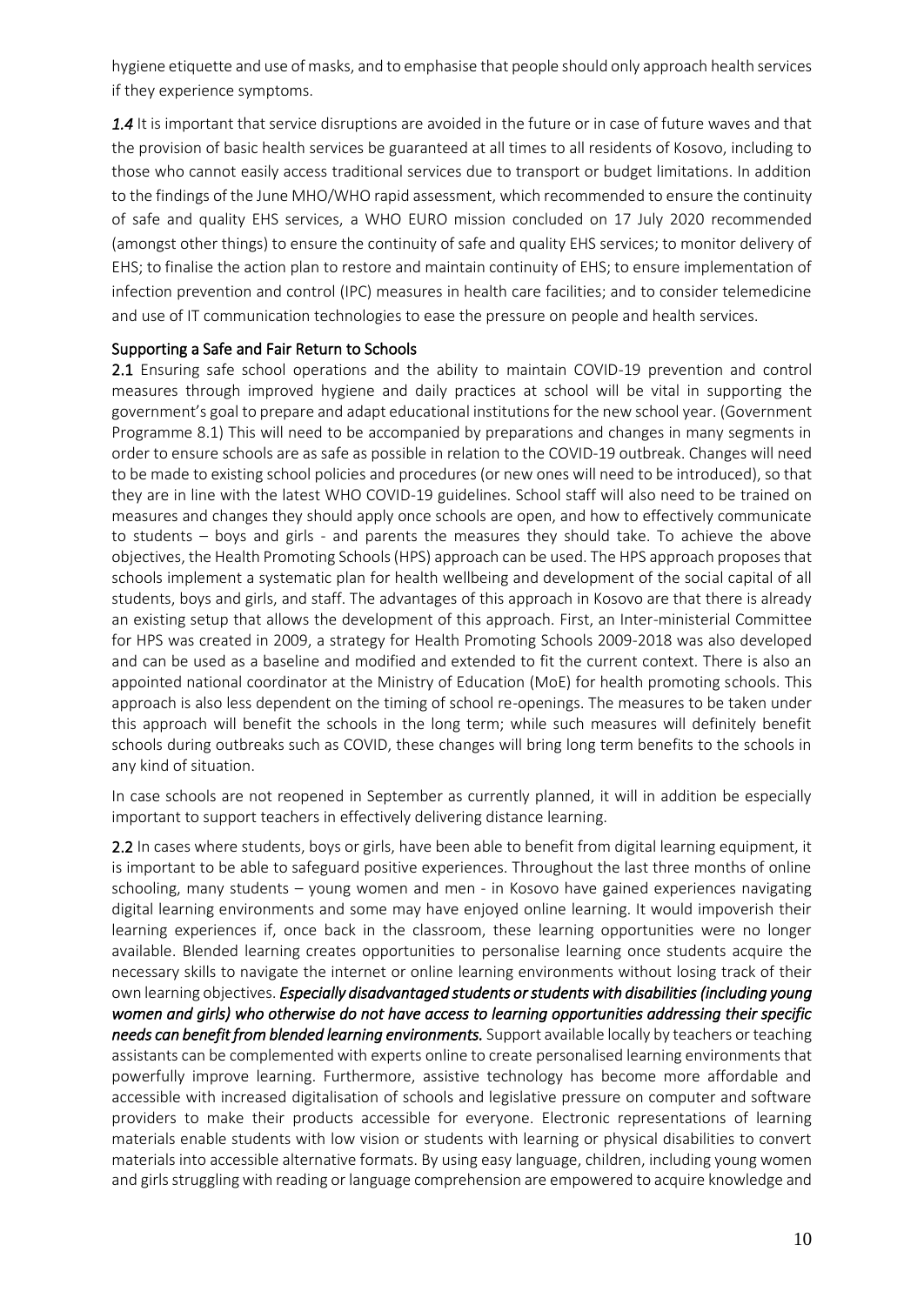hygiene etiquette and use of masks, and to emphasise that people should only approach health services if they experience symptoms.

***1.4*** It is important that service disruptions are avoided in the future or in case of future waves and that the provision of basic health services be guaranteed at all times to all residents of Kosovo, including to those who cannot easily access traditional services due to transport or budget limitations. In addition to the findings of the June MHO/WHO rapid assessment, which recommended to ensure the continuity of safe and quality EHS services, a WHO EURO mission concluded on 17 July 2020 recommended (amongst other things) to ensure the continuity of safe and quality EHS services; to monitor delivery of EHS; to finalise the action plan to restore and maintain continuity of EHS; to ensure implementation of infection prevention and control (IPC) measures in health care facilities; and to consider telemedicine and use of IT communication technologies to ease the pressure on people and health services.

### Supporting a Safe and Fair Return to Schools

**2.1** Ensuring safe school operations and the ability to maintain COVID-19 prevention and control measures through improved hygiene and daily practices at school will be vital in supporting the government's goal to prepare and adapt educational institutions for the new school year. (Government Programme 8.1) This will need to be accompanied by preparations and changes in many segments in order to ensure schools are as safe as possible in relation to the COVID-19 outbreak. Changes will need to be made to existing school policies and procedures (or new ones will need to be introduced), so that they are in line with the latest WHO COVID-19 guidelines. School staff will also need to be trained on measures and changes they should apply once schools are open, and how to effectively communicate to students – boys and girls - and parents the measures they should take. To achieve the above objectives, the Health Promoting Schools (HPS) approach can be used. The HPS approach proposes that schools implement a systematic plan for health wellbeing and development of the social capital of all students, boys and girls, and staff. The advantages of this approach in Kosovo are that there is already an existing setup that allows the development of this approach. First, an Inter-ministerial Committee for HPS was created in 2009, a strategy for Health Promoting Schools 2009-2018 was also developed and can be used as a baseline and modified and extended to fit the current context. There is also an appointed national coordinator at the Ministry of Education (MoE) for health promoting schools. This approach is also less dependent on the timing of school re-openings. The measures to be taken under this approach will benefit the schools in the long term; while such measures will definitely benefit schools during outbreaks such as COVID, these changes will bring long term benefits to the schools in any kind of situation.

In case schools are not reopened in September as currently planned, it will in addition be especially important to support teachers in effectively delivering distance learning.

**2.2** In cases where students, boys or girls, have been able to benefit from digital learning equipment, it is important to be able to safeguard positive experiences. Throughout the last three months of online schooling, many students – young women and men - in Kosovo have gained experiences navigating digital learning environments and some may have enjoyed online learning. It would impoverish their learning experiences if, once back in the classroom, these learning opportunities were no longer available. Blended learning creates opportunities to personalise learning once students acquire the necessary skills to navigate the internet or online learning environments without losing track of their own learning objectives. ***Especially disadvantaged students or students with disabilities (including young women and girls) who otherwise do not have access to learning opportunities addressing their specific needs can benefit from blended learning environments.*** Support available locally by teachers or teaching assistants can be complemented with experts online to create personalised learning environments that powerfully improve learning. Furthermore, assistive technology has become more affordable and accessible with increased digitalisation of schools and legislative pressure on computer and software providers to make their products accessible for everyone. Electronic representations of learning materials enable students with low vision or students with learning or physical disabilities to convert materials into accessible alternative formats. By using easy language, children, including young women and girls struggling with reading or language comprehension are empowered to acquire knowledge and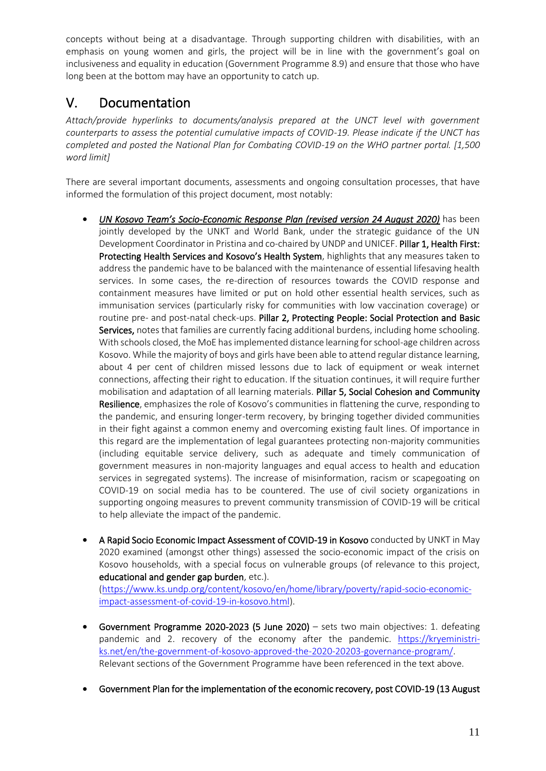concepts without being at a disadvantage. Through supporting children with disabilities, with an emphasis on young women and girls, the project will be in line with the government's goal on inclusiveness and equality in education (Government Programme 8.9) and ensure that those who have long been at the bottom may have an opportunity to catch up.

# V. Documentation

*Attach/provide hyperlinks to documents/analysis prepared at the UNCT level with government counterparts to assess the potential cumulative impacts of COVID-19. Please indicate if the UNCT has completed and posted the National Plan for Combating COVID-19 on the WHO partner portal. [1,500 word limit]*

There are several important documents, assessments and ongoing consultation processes, that have informed the formulation of this project document, most notably:

- *UN Kosovo Team's Socio-Economic Response Plan (revised version 24 August 2020)* has been jointly developed by the UNKT and World Bank, under the strategic guidance of the UN Development Coordinator in Pristina and co-chaired by UNDP and UNICEF. **Pillar 1, Health First: Protecting Health Services and Kosovo's Health System**, highlights that any measures taken to address the pandemic have to be balanced with the maintenance of essential lifesaving health services. In some cases, the re-direction of resources towards the COVID response and containment measures have limited or put on hold other essential health services, such as immunisation services (particularly risky for communities with low vaccination coverage) or routine pre- and post-natal check-ups. **Pillar 2, Protecting People: Social Protection and Basic Services,** notes that families are currently facing additional burdens, including home schooling. With schools closed, the MoE has implemented distance learning for school-age children across Kosovo. While the majority of boys and girls have been able to attend regular distance learning, about 4 per cent of children missed lessons due to lack of equipment or weak internet connections, affecting their right to education. If the situation continues, it will require further mobilisation and adaptation of all learning materials. **Pillar 5, Social Cohesion and Community Resilience**, emphasizes the role of Kosovo's communities in flattening the curve, responding to the pandemic, and ensuring longer-term recovery, by bringing together divided communities in their fight against a common enemy and overcoming existing fault lines. Of importance in this regard are the implementation of legal guarantees protecting non-majority communities (including equitable service delivery, such as adequate and timely communication of government measures in non-majority languages and equal access to health and education services in segregated systems). The increase of misinformation, racism or scapegoating on COVID-19 on social media has to be countered. The use of civil society organizations in supporting ongoing measures to prevent community transmission of COVID-19 will be critical to help alleviate the impact of the pandemic.

- **A Rapid Socio Economic Impact Assessment of COVID-19 in Kosovo** conducted by UNKT in May 2020 examined (amongst other things) assessed the socio-economic impact of the crisis on Kosovo households, with a special focus on vulnerable groups (of relevance to this project, **educational and gender gap burden**, etc.).
(https://www.ks.undp.org/content/kosovo/en/home/library/poverty/rapid-socio-economic-impact-assessment-of-covid-19-in-kosovo.html).

- **Government Programme 2020-2023 (5 June 2020)** – sets two main objectives: 1. defeating pandemic and 2. recovery of the economy after the pandemic. https://kryeministri-ks.net/en/the-government-of-kosovo-approved-the-2020-20203-governance-program/. Relevant sections of the Government Programme have been referenced in the text above.

- **Government Plan for the implementation of the economic recovery, post COVID-19 (13 August**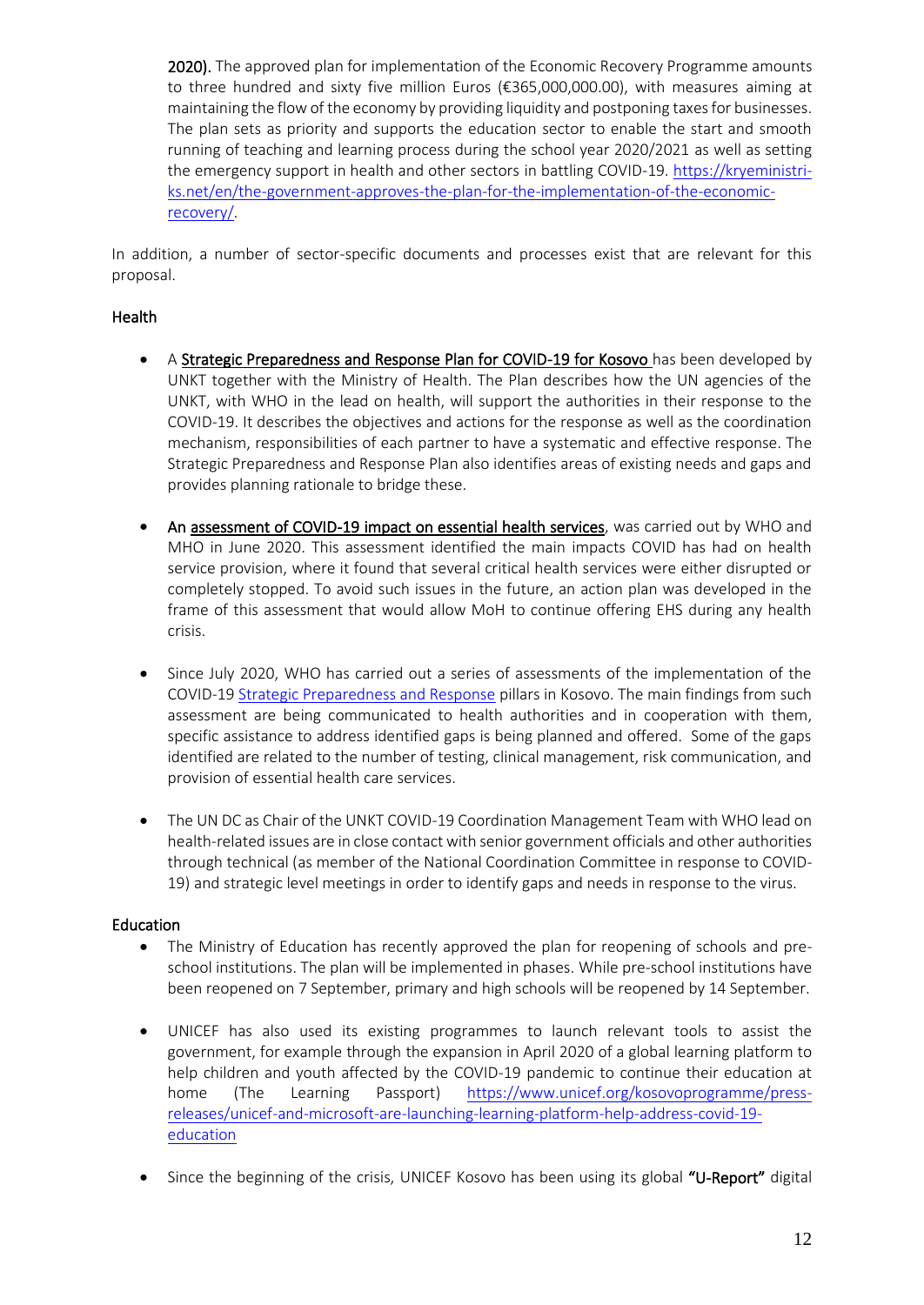**2020).** The approved plan for implementation of the Economic Recovery Programme amounts to three hundred and sixty five million Euros (€365,000,000.00), with measures aiming at maintaining the flow of the economy by providing liquidity and postponing taxes for businesses. The plan sets as priority and supports the education sector to enable the start and smooth running of teaching and learning process during the school year 2020/2021 as well as setting the emergency support in health and other sectors in battling COVID-19. https://kryeministri-ks.net/en/the-government-approves-the-plan-for-the-implementation-of-the-economic-recovery/.

In addition, a number of sector-specific documents and processes exist that are relevant for this proposal.

## Health

- A Strategic Preparedness and Response Plan for COVID-19 for Kosovo has been developed by UNKT together with the Ministry of Health. The Plan describes how the UN agencies of the UNKT, with WHO in the lead on health, will support the authorities in their response to the COVID-19. It describes the objectives and actions for the response as well as the coordination mechanism, responsibilities of each partner to have a systematic and effective response. The Strategic Preparedness and Response Plan also identifies areas of existing needs and gaps and provides planning rationale to bridge these.

- An assessment of COVID-19 impact on essential health services, was carried out by WHO and MHO in June 2020. This assessment identified the main impacts COVID has had on health service provision, where it found that several critical health services were either disrupted or completely stopped. To avoid such issues in the future, an action plan was developed in the frame of this assessment that would allow MoH to continue offering EHS during any health crisis.

- Since July 2020, WHO has carried out a series of assessments of the implementation of the COVID-19 Strategic Preparedness and Response pillars in Kosovo. The main findings from such assessment are being communicated to health authorities and in cooperation with them, specific assistance to address identified gaps is being planned and offered. Some of the gaps identified are related to the number of testing, clinical management, risk communication, and provision of essential health care services.

- The UN DC as Chair of the UNKT COVID-19 Coordination Management Team with WHO lead on health-related issues are in close contact with senior government officials and other authorities through technical (as member of the National Coordination Committee in response to COVID-19) and strategic level meetings in order to identify gaps and needs in response to the virus.

## Education

- The Ministry of Education has recently approved the plan for reopening of schools and pre-school institutions. The plan will be implemented in phases. While pre-school institutions have been reopened on 7 September, primary and high schools will be reopened by 14 September.

- UNICEF has also used its existing programmes to launch relevant tools to assist the government, for example through the expansion in April 2020 of a global learning platform to help children and youth affected by the COVID-19 pandemic to continue their education at home (The Learning Passport) https://www.unicef.org/kosovoprogramme/press-releases/unicef-and-microsoft-are-launching-learning-platform-help-address-covid-19-education

- Since the beginning of the crisis, UNICEF Kosovo has been using its global **"U-Report"** digital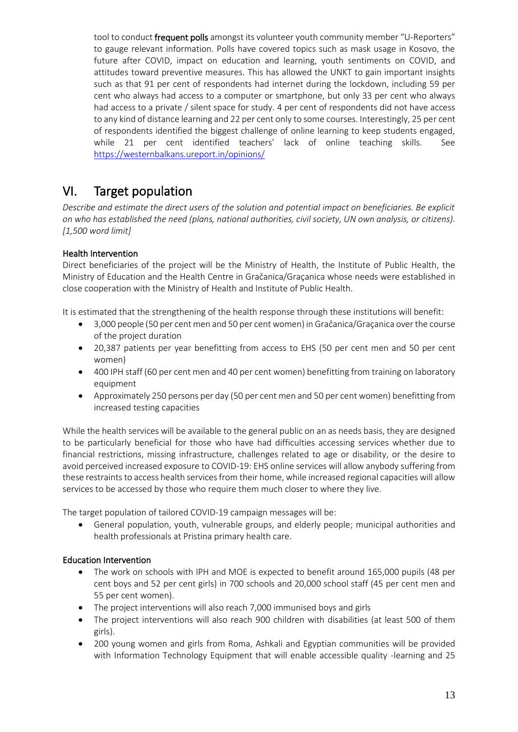tool to conduct **frequent polls** amongst its volunteer youth community member "U-Reporters" to gauge relevant information. Polls have covered topics such as mask usage in Kosovo, the future after COVID, impact on education and learning, youth sentiments on COVID, and attitudes toward preventive measures. This has allowed the UNKT to gain important insights such as that 91 per cent of respondents had internet during the lockdown, including 59 per cent who always had access to a computer or smartphone, but only 33 per cent who always had access to a private / silent space for study. 4 per cent of respondents did not have access to any kind of distance learning and 22 per cent only to some courses. Interestingly, 25 per cent of respondents identified the biggest challenge of online learning to keep students engaged, while 21 per cent identified teachers' lack of online teaching skills. See https://westernbalkans.ureport.in/opinions/

# VI. Target population

*Describe and estimate the direct users of the solution and potential impact on beneficiaries. Be explicit on who has established the need (plans, national authorities, civil society, UN own analysis, or citizens). [1,500 word limit]*

**Health Intervention**

Direct beneficiaries of the project will be the Ministry of Health, the Institute of Public Health, the Ministry of Education and the Health Centre in Gračanica/Graçanica whose needs were established in close cooperation with the Ministry of Health and Institute of Public Health.

It is estimated that the strengthening of the health response through these institutions will benefit:

- 3,000 people (50 per cent men and 50 per cent women) in Gračanica/Graçanica over the course of the project duration
- 20,387 patients per year benefitting from access to EHS (50 per cent men and 50 per cent women)
- 400 IPH staff (60 per cent men and 40 per cent women) benefitting from training on laboratory equipment
- Approximately 250 persons per day (50 per cent men and 50 per cent women) benefitting from increased testing capacities

While the health services will be available to the general public on an as needs basis, they are designed to be particularly beneficial for those who have had difficulties accessing services whether due to financial restrictions, missing infrastructure, challenges related to age or disability, or the desire to avoid perceived increased exposure to COVID-19: EHS online services will allow anybody suffering from these restraints to access health services from their home, while increased regional capacities will allow services to be accessed by those who require them much closer to where they live.

The target population of tailored COVID-19 campaign messages will be:

- General population, youth, vulnerable groups, and elderly people; municipal authorities and health professionals at Pristina primary health care.

**Education Intervention**

- The work on schools with IPH and MOE is expected to benefit around 165,000 pupils (48 per cent boys and 52 per cent girls) in 700 schools and 20,000 school staff (45 per cent men and 55 per cent women).
- The project interventions will also reach 7,000 immunised boys and girls
- The project interventions will also reach 900 children with disabilities (at least 500 of them girls).
- 200 young women and girls from Roma, Ashkali and Egyptian communities will be provided with Information Technology Equipment that will enable accessible quality -learning and 25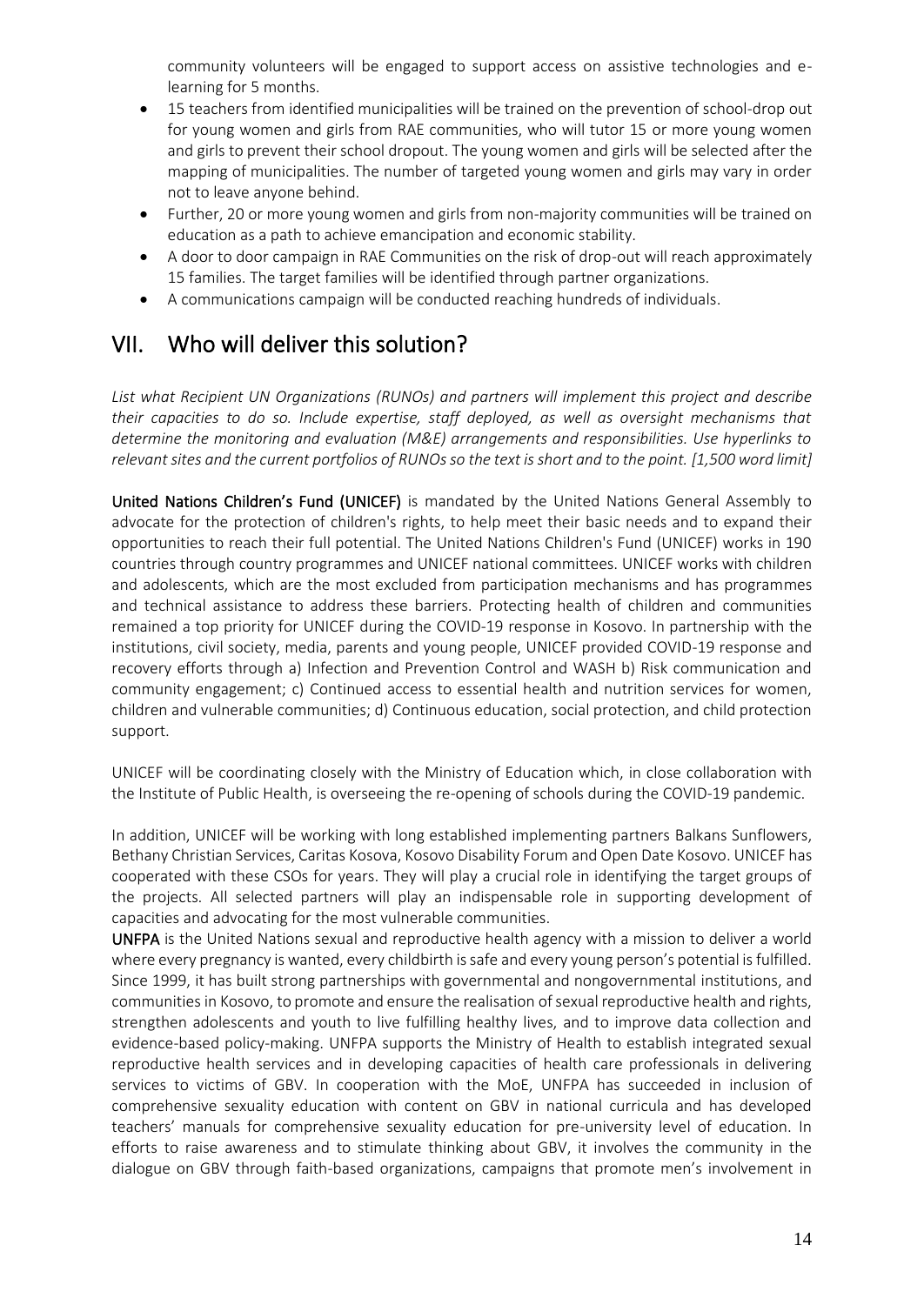community volunteers will be engaged to support access on assistive technologies and e-learning for 5 months.

- 15 teachers from identified municipalities will be trained on the prevention of school-drop out for young women and girls from RAE communities, who will tutor 15 or more young women and girls to prevent their school dropout. The young women and girls will be selected after the mapping of municipalities. The number of targeted young women and girls may vary in order not to leave anyone behind.
- Further, 20 or more young women and girls from non-majority communities will be trained on education as a path to achieve emancipation and economic stability.
- A door to door campaign in RAE Communities on the risk of drop-out will reach approximately 15 families. The target families will be identified through partner organizations.
- A communications campaign will be conducted reaching hundreds of individuals.

# VII. Who will deliver this solution?

*List what Recipient UN Organizations (RUNOs) and partners will implement this project and describe their capacities to do so. Include expertise, staff deployed, as well as oversight mechanisms that determine the monitoring and evaluation (M&E) arrangements and responsibilities. Use hyperlinks to relevant sites and the current portfolios of RUNOs so the text is short and to the point. [1,500 word limit]*

**United Nations Children's Fund (UNICEF)** is mandated by the United Nations General Assembly to advocate for the protection of children's rights, to help meet their basic needs and to expand their opportunities to reach their full potential. The United Nations Children's Fund (UNICEF) works in 190 countries through country programmes and UNICEF national committees. UNICEF works with children and adolescents, which are the most excluded from participation mechanisms and has programmes and technical assistance to address these barriers. Protecting health of children and communities remained a top priority for UNICEF during the COVID-19 response in Kosovo. In partnership with the institutions, civil society, media, parents and young people, UNICEF provided COVID-19 response and recovery efforts through a) Infection and Prevention Control and WASH b) Risk communication and community engagement; c) Continued access to essential health and nutrition services for women, children and vulnerable communities; d) Continuous education, social protection, and child protection support.

UNICEF will be coordinating closely with the Ministry of Education which, in close collaboration with the Institute of Public Health, is overseeing the re-opening of schools during the COVID-19 pandemic.

In addition, UNICEF will be working with long established implementing partners Balkans Sunflowers, Bethany Christian Services, Caritas Kosova, Kosovo Disability Forum and Open Date Kosovo. UNICEF has cooperated with these CSOs for years. They will play a crucial role in identifying the target groups of the projects. All selected partners will play an indispensable role in supporting development of capacities and advocating for the most vulnerable communities.

**UNFPA** is the United Nations sexual and reproductive health agency with a mission to deliver a world where every pregnancy is wanted, every childbirth is safe and every young person's potential is fulfilled. Since 1999, it has built strong partnerships with governmental and nongovernmental institutions, and communities in Kosovo, to promote and ensure the realisation of sexual reproductive health and rights, strengthen adolescents and youth to live fulfilling healthy lives, and to improve data collection and evidence-based policy-making. UNFPA supports the Ministry of Health to establish integrated sexual reproductive health services and in developing capacities of health care professionals in delivering services to victims of GBV. In cooperation with the MoE, UNFPA has succeeded in inclusion of comprehensive sexuality education with content on GBV in national curricula and has developed teachers' manuals for comprehensive sexuality education for pre-university level of education. In efforts to raise awareness and to stimulate thinking about GBV, it involves the community in the dialogue on GBV through faith-based organizations, campaigns that promote men's involvement in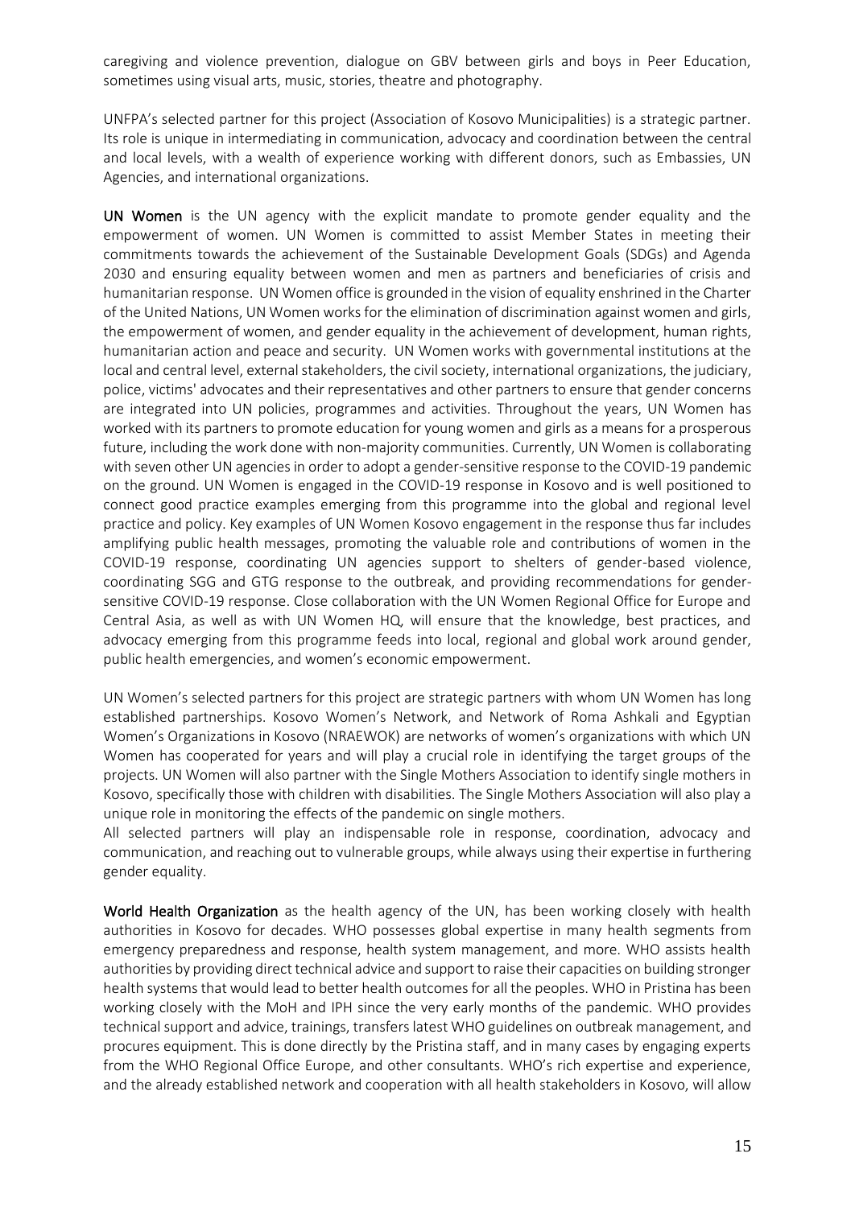caregiving and violence prevention, dialogue on GBV between girls and boys in Peer Education, sometimes using visual arts, music, stories, theatre and photography.

UNFPA's selected partner for this project (Association of Kosovo Municipalities) is a strategic partner. Its role is unique in intermediating in communication, advocacy and coordination between the central and local levels, with a wealth of experience working with different donors, such as Embassies, UN Agencies, and international organizations.

**UN Women** is the UN agency with the explicit mandate to promote gender equality and the empowerment of women. UN Women is committed to assist Member States in meeting their commitments towards the achievement of the Sustainable Development Goals (SDGs) and Agenda 2030 and ensuring equality between women and men as partners and beneficiaries of crisis and humanitarian response. UN Women office is grounded in the vision of equality enshrined in the Charter of the United Nations, UN Women works for the elimination of discrimination against women and girls, the empowerment of women, and gender equality in the achievement of development, human rights, humanitarian action and peace and security. UN Women works with governmental institutions at the local and central level, external stakeholders, the civil society, international organizations, the judiciary, police, victims' advocates and their representatives and other partners to ensure that gender concerns are integrated into UN policies, programmes and activities. Throughout the years, UN Women has worked with its partners to promote education for young women and girls as a means for a prosperous future, including the work done with non-majority communities. Currently, UN Women is collaborating with seven other UN agencies in order to adopt a gender-sensitive response to the COVID-19 pandemic on the ground. UN Women is engaged in the COVID-19 response in Kosovo and is well positioned to connect good practice examples emerging from this programme into the global and regional level practice and policy. Key examples of UN Women Kosovo engagement in the response thus far includes amplifying public health messages, promoting the valuable role and contributions of women in the COVID-19 response, coordinating UN agencies support to shelters of gender-based violence, coordinating SGG and GTG response to the outbreak, and providing recommendations for gender-sensitive COVID-19 response. Close collaboration with the UN Women Regional Office for Europe and Central Asia, as well as with UN Women HQ, will ensure that the knowledge, best practices, and advocacy emerging from this programme feeds into local, regional and global work around gender, public health emergencies, and women's economic empowerment.

UN Women's selected partners for this project are strategic partners with whom UN Women has long established partnerships. Kosovo Women's Network, and Network of Roma Ashkali and Egyptian Women's Organizations in Kosovo (NRAEWOK) are networks of women's organizations with which UN Women has cooperated for years and will play a crucial role in identifying the target groups of the projects. UN Women will also partner with the Single Mothers Association to identify single mothers in Kosovo, specifically those with children with disabilities. The Single Mothers Association will also play a unique role in monitoring the effects of the pandemic on single mothers.
All selected partners will play an indispensable role in response, coordination, advocacy and communication, and reaching out to vulnerable groups, while always using their expertise in furthering gender equality.

**World Health Organization** as the health agency of the UN, has been working closely with health authorities in Kosovo for decades. WHO possesses global expertise in many health segments from emergency preparedness and response, health system management, and more. WHO assists health authorities by providing direct technical advice and support to raise their capacities on building stronger health systems that would lead to better health outcomes for all the peoples. WHO in Pristina has been working closely with the MoH and IPH since the very early months of the pandemic. WHO provides technical support and advice, trainings, transfers latest WHO guidelines on outbreak management, and procures equipment. This is done directly by the Pristina staff, and in many cases by engaging experts from the WHO Regional Office Europe, and other consultants. WHO's rich expertise and experience, and the already established network and cooperation with all health stakeholders in Kosovo, will allow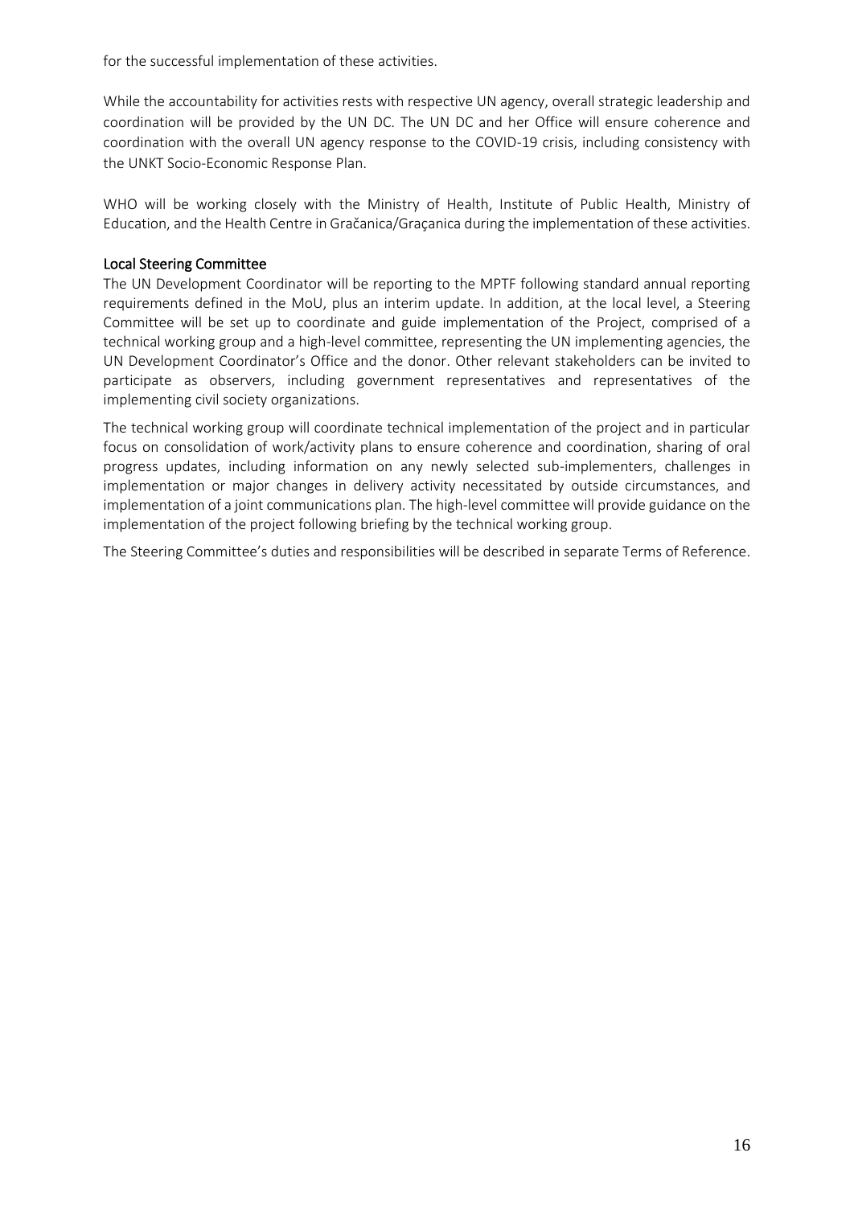for the successful implementation of these activities.

While the accountability for activities rests with respective UN agency, overall strategic leadership and coordination will be provided by the UN DC. The UN DC and her Office will ensure coherence and coordination with the overall UN agency response to the COVID-19 crisis, including consistency with the UNKT Socio-Economic Response Plan.

WHO will be working closely with the Ministry of Health, Institute of Public Health, Ministry of Education, and the Health Centre in Gračanica/Graçanica during the implementation of these activities.

### Local Steering Committee

The UN Development Coordinator will be reporting to the MPTF following standard annual reporting requirements defined in the MoU, plus an interim update. In addition, at the local level, a Steering Committee will be set up to coordinate and guide implementation of the Project, comprised of a technical working group and a high-level committee, representing the UN implementing agencies, the UN Development Coordinator's Office and the donor. Other relevant stakeholders can be invited to participate as observers, including government representatives and representatives of the implementing civil society organizations.

The technical working group will coordinate technical implementation of the project and in particular focus on consolidation of work/activity plans to ensure coherence and coordination, sharing of oral progress updates, including information on any newly selected sub-implementers, challenges in implementation or major changes in delivery activity necessitated by outside circumstances, and implementation of a joint communications plan. The high-level committee will provide guidance on the implementation of the project following briefing by the technical working group.

The Steering Committee's duties and responsibilities will be described in separate Terms of Reference.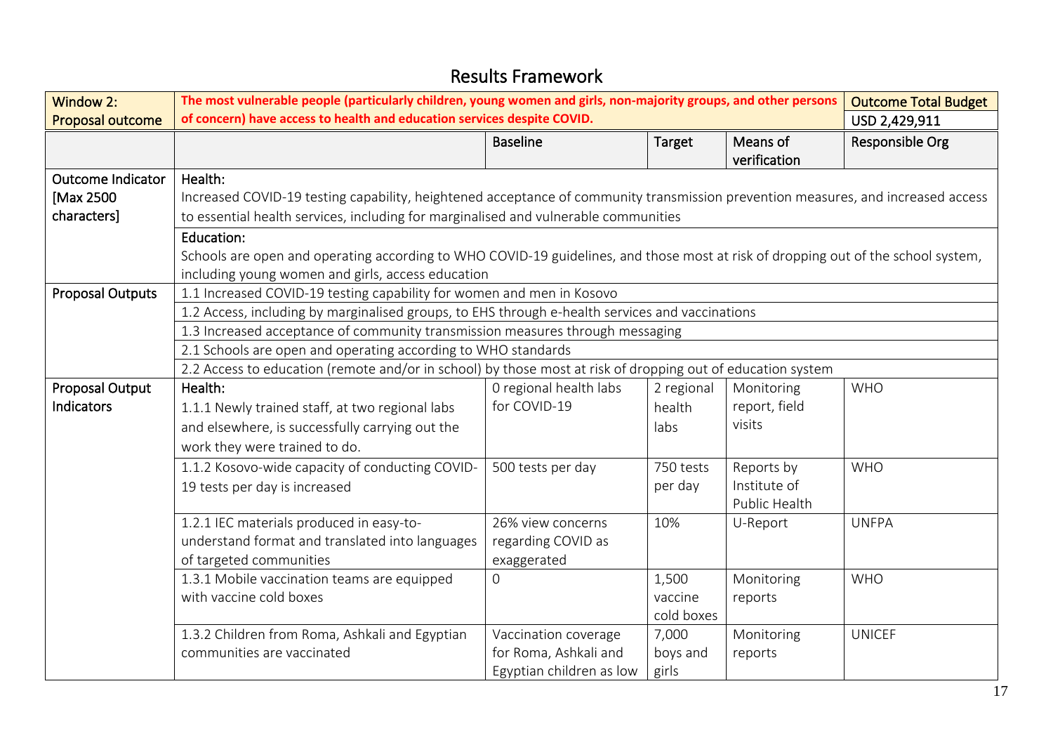# Results Framework

| Window 2: Proposal outcome | The most vulnerable people (particularly children, young women and girls, non-majority groups, and other persons of concern) have access to health and education services despite COVID. | | | | Outcome Total Budget USD 2,429,911 |
|---|---|---|---|---|---|
| | | Baseline | Target | Means of verification | Responsible Org |
| Outcome Indicator [Max 2500 characters] | Health: Increased COVID-19 testing capability, heightened acceptance of community transmission prevention measures, and increased access to essential health services, including for marginalised and vulnerable communities | | | | |
| | Education: Schools are open and operating according to WHO COVID-19 guidelines, and those most at risk of dropping out of the school system, including young women and girls, access education | | | | |
| Proposal Outputs | 1.1 Increased COVID-19 testing capability for women and men in Kosovo | | | | |
| | 1.2 Access, including by marginalised groups, to EHS through e-health services and vaccinations | | | | |
| | 1.3 Increased acceptance of community transmission measures through messaging | | | | |
| | 2.1 Schools are open and operating according to WHO standards | | | | |
| | 2.2 Access to education (remote and/or in school) by those most at risk of dropping out of education system | | | | |
| Proposal Output Indicators | Health: 1.1.1 Newly trained staff, at two regional labs and elsewhere, is successfully carrying out the work they were trained to do. | 0 regional health labs for COVID-19 | 2 regional health labs | Monitoring report, field visits | WHO |
| | 1.1.2 Kosovo-wide capacity of conducting COVID-19 tests per day is increased | 500 tests per day | 750 tests per day | Reports by Institute of Public Health | WHO |
| | 1.2.1 IEC materials produced in easy-to-understand format and translated into languages of targeted communities | 26% view concerns regarding COVID as exaggerated | 10% | U-Report | UNFPA |
| | 1.3.1 Mobile vaccination teams are equipped with vaccine cold boxes | 0 | 1,500 vaccine cold boxes | Monitoring reports | WHO |
| | 1.3.2 Children from Roma, Ashkali and Egyptian communities are vaccinated | Vaccination coverage for Roma, Ashkali and Egyptian children as low | 7,000 boys and girls | Monitoring reports | UNICEF |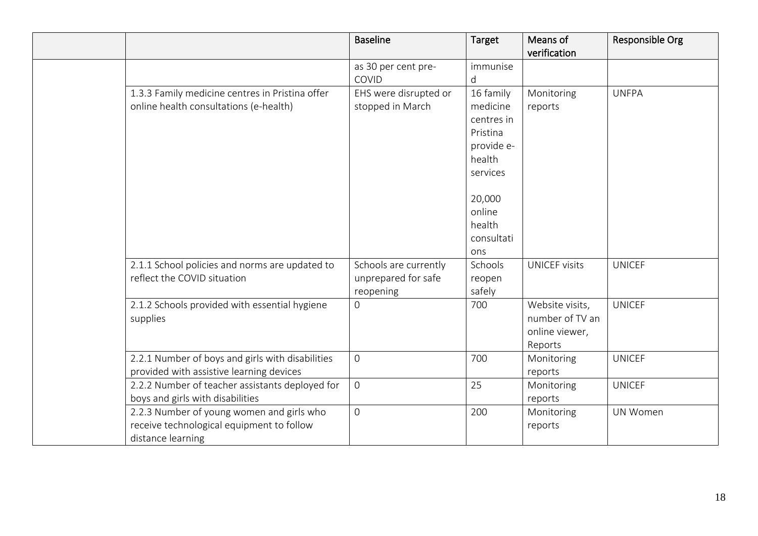| | | Baseline | Target | Means of verification | Responsible Org |
|---|---|---|---|---|---|
| | | as 30 per cent pre-COVID | immunised | | |
| | 1.3.3 Family medicine centres in Pristina offer online health consultations (e-health) | EHS were disrupted or stopped in March | 16 family medicine centres in Pristina provide e-health services<br><br>20,000 online health consultations | Monitoring reports | UNFPA |
| | 2.1.1 School policies and norms are updated to reflect the COVID situation | Schools are currently unprepared for safe reopening | Schools reopen safely | UNICEF visits | UNICEF |
| | 2.1.2 Schools provided with essential hygiene supplies | 0 | 700 | Website visits, number of TV an online viewer, Reports | UNICEF |
| | 2.2.1 Number of boys and girls with disabilities provided with assistive learning devices | 0 | 700 | Monitoring reports | UNICEF |
| | 2.2.2 Number of teacher assistants deployed for boys and girls with disabilities | 0 | 25 | Monitoring reports | UNICEF |
| | 2.2.3 Number of young women and girls who receive technological equipment to follow distance learning | 0 | 200 | Monitoring reports | UN Women |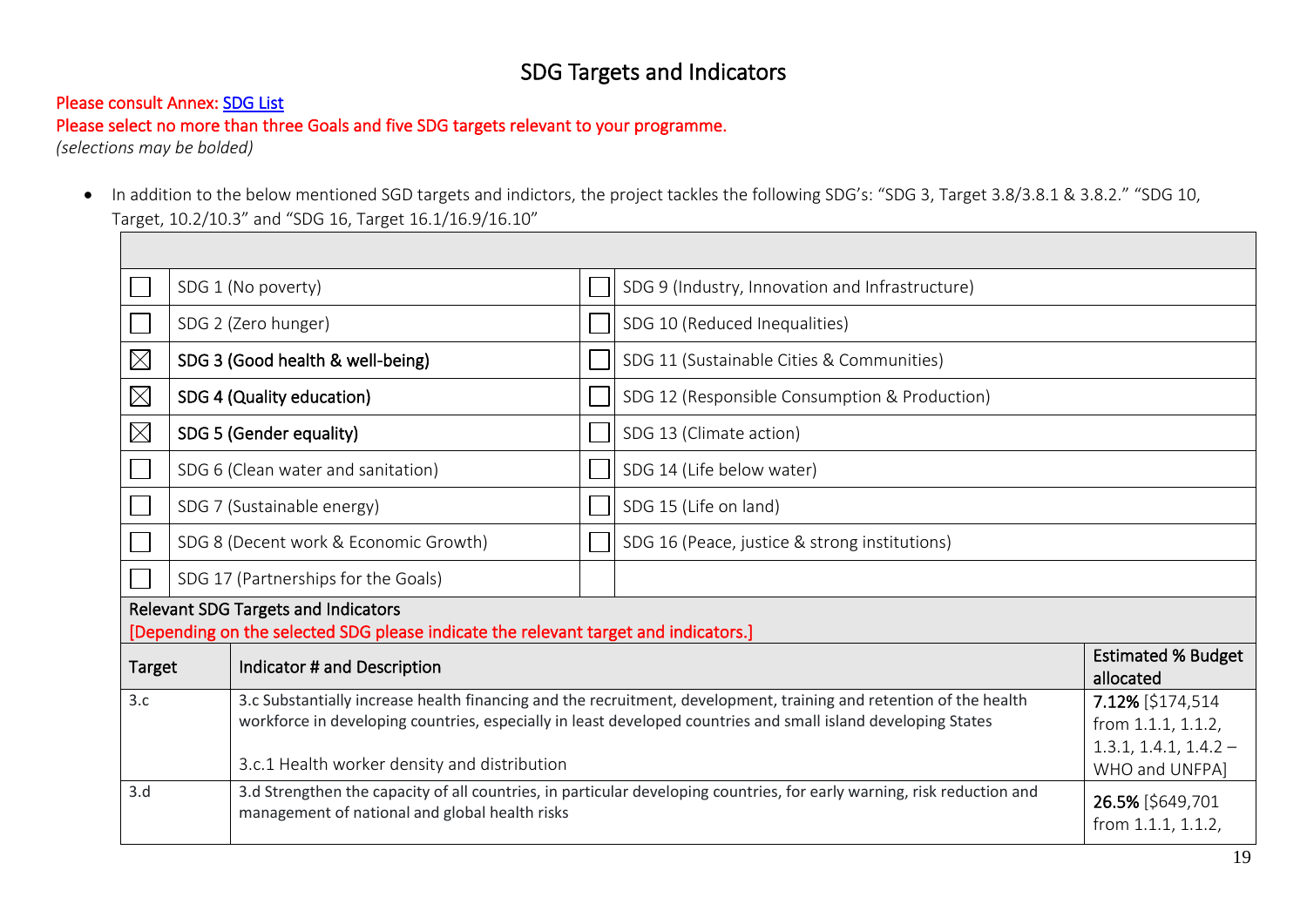## SDG Targets and Indicators

Please consult Annex: SDG List

Please select no more than three Goals and five SDG targets relevant to your programme.

*(selections may be bolded)*

- In addition to the below mentioned SGD targets and indictors, the project tackles the following SDG's: "SDG 3, Target 3.8/3.8.1 & 3.8.2." "SDG 10, Target, 10.2/10.3" and "SDG 16, Target 16.1/16.9/16.10"

| | | | |
|---|---|---|---|
| ☐ | SDG 1 (No poverty) | ☐ | SDG 9 (Industry, Innovation and Infrastructure) |
| ☐ | SDG 2 (Zero hunger) | ☐ | SDG 10 (Reduced Inequalities) |
| ☒ | **SDG 3 (Good health & well-being)** | ☐ | SDG 11 (Sustainable Cities & Communities) |
| ☒ | **SDG 4 (Quality education)** | ☐ | SDG 12 (Responsible Consumption & Production) |
| ☒ | **SDG 5 (Gender equality)** | ☐ | SDG 13 (Climate action) |
| ☐ | SDG 6 (Clean water and sanitation) | ☐ | SDG 14 (Life below water) |
| ☐ | SDG 7 (Sustainable energy) | ☐ | SDG 15 (Life on land) |
| ☐ | SDG 8 (Decent work & Economic Growth) | ☐ | SDG 16 (Peace, justice & strong institutions) |
| ☐ | SDG 17 (Partnerships for the Goals) | | |

**Relevant SDG Targets and Indicators**

[Depending on the selected SDG please indicate the relevant target and indicators.]

| Target | Indicator # and Description | Estimated % Budget allocated |
|---|---|---|
| 3.c | 3.c Substantially increase health financing and the recruitment, development, training and retention of the health workforce in developing countries, especially in least developed countries and small island developing States<br><br>3.c.1 Health worker density and distribution | **7.12%** [$174,514 from 1.1.1, 1.1.2, 1.3.1, 1.4.1, 1.4.2 – WHO and UNFPA] |
| 3.d | 3.d Strengthen the capacity of all countries, in particular developing countries, for early warning, risk reduction and management of national and global health risks | **26.5%** [$649,701 from 1.1.1, 1.1.2, |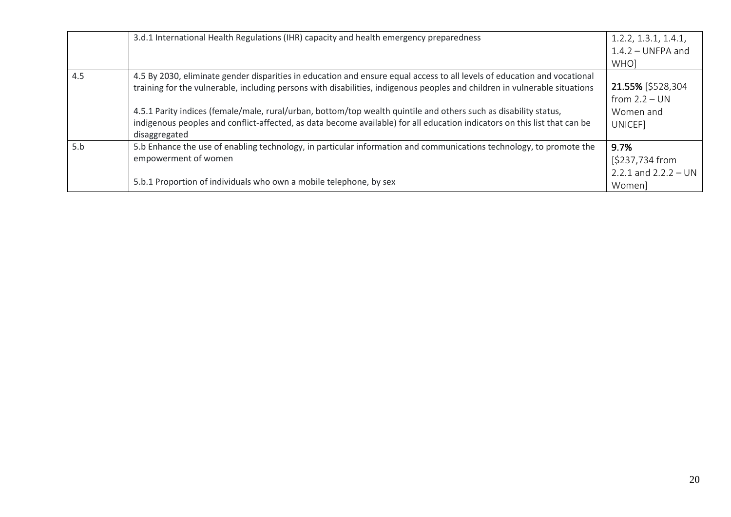| | | |
|---|---|---|
| | 3.d.1 International Health Regulations (IHR) capacity and health emergency preparedness | 1.2.2, 1.3.1, 1.4.1, 1.4.2 – UNFPA and WHO] |
| 4.5 | 4.5 By 2030, eliminate gender disparities in education and ensure equal access to all levels of education and vocational training for the vulnerable, including persons with disabilities, indigenous peoples and children in vulnerable situations<br><br>4.5.1 Parity indices (female/male, rural/urban, bottom/top wealth quintile and others such as disability status, indigenous peoples and conflict-affected, as data become available) for all education indicators on this list that can be disaggregated | **21.55%** [$528,304 from 2.2 – UN Women and UNICEF] |
| 5.b | 5.b Enhance the use of enabling technology, in particular information and communications technology, to promote the empowerment of women<br><br>5.b.1 Proportion of individuals who own a mobile telephone, by sex | 9.7% [$237,734 from 2.2.1 and 2.2.2 – UN Women] |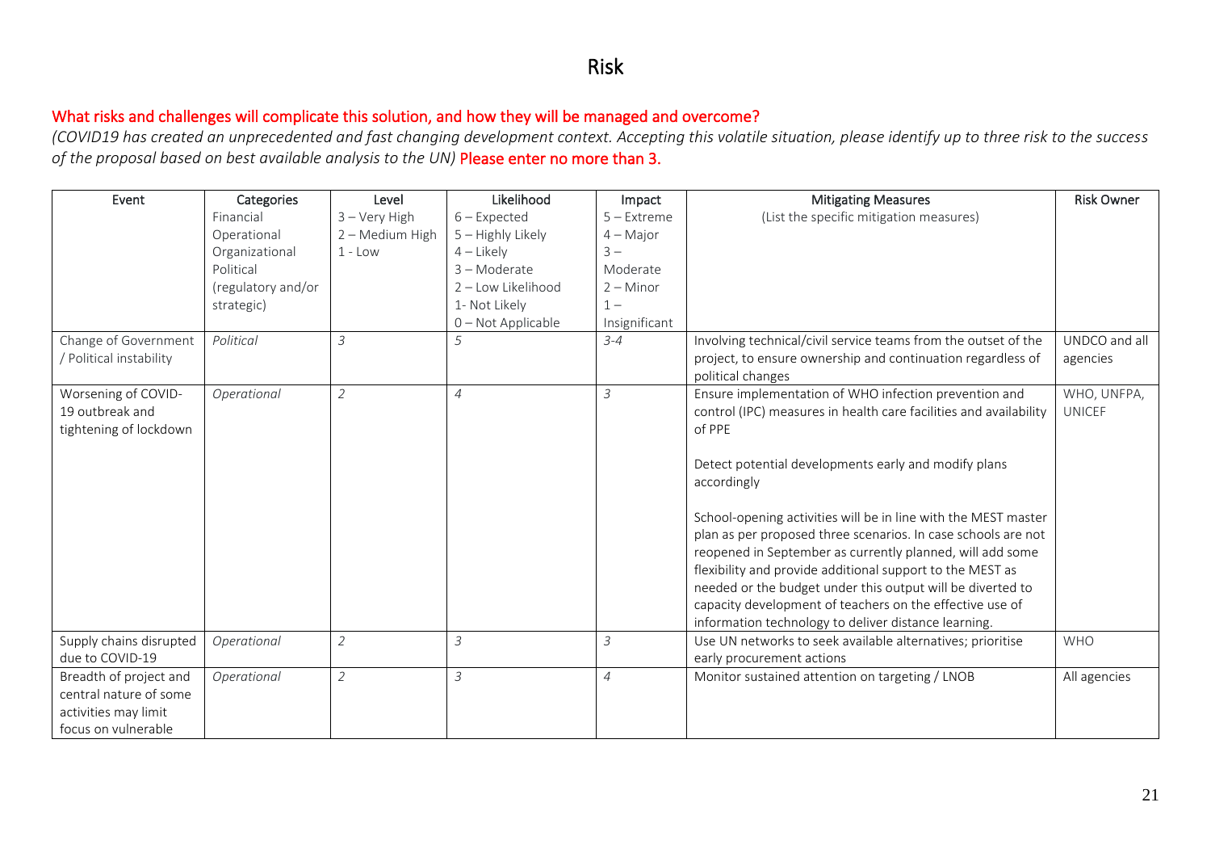# Risk

**What risks and challenges will complicate this solution, and how they will be managed and overcome?**

*(COVID19 has created an unprecedented and fast changing development context. Accepting this volatile situation, please identify up to three risk to the success of the proposal based on best available analysis to the UN)* **Please enter no more than 3.**

| Event | Categories<br>Financial<br>Operational<br>Organizational<br>Political<br>(regulatory and/or strategic) | Level<br>3 – Very High<br>2 – Medium High<br>1 - Low | Likelihood<br>6 – Expected<br>5 – Highly Likely<br>4 – Likely<br>3 – Moderate<br>2 – Low Likelihood<br>1- Not Likely<br>0 – Not Applicable | Impact<br>5 – Extreme<br>4 – Major<br>3 – Moderate<br>2 – Minor<br>1 – Insignificant | Mitigating Measures<br>(List the specific mitigation measures) | Risk Owner |
|---|---|---|---|---|---|---|
| Change of Government / Political instability | *Political* | *3* | *5* | *3-4* | Involving technical/civil service teams from the outset of the project, to ensure ownership and continuation regardless of political changes | UNDCO and all agencies |
| Worsening of COVID-19 outbreak and tightening of lockdown | *Operational* | *2* | *4* | *3* | Ensure implementation of WHO infection prevention and control (IPC) measures in health care facilities and availability of PPE<br><br>Detect potential developments early and modify plans accordingly<br><br>School-opening activities will be in line with the MEST master plan as per proposed three scenarios. In case schools are not reopened in September as currently planned, will add some flexibility and provide additional support to the MEST as needed or the budget under this output will be diverted to capacity development of teachers on the effective use of information technology to deliver distance learning. | WHO, UNFPA, UNICEF |
| Supply chains disrupted due to COVID-19 | *Operational* | *2* | *3* | *3* | Use UN networks to seek available alternatives; prioritise early procurement actions | WHO |
| Breadth of project and central nature of some activities may limit focus on vulnerable | *Operational* | *2* | *3* | *4* | Monitor sustained attention on targeting / LNOB | All agencies |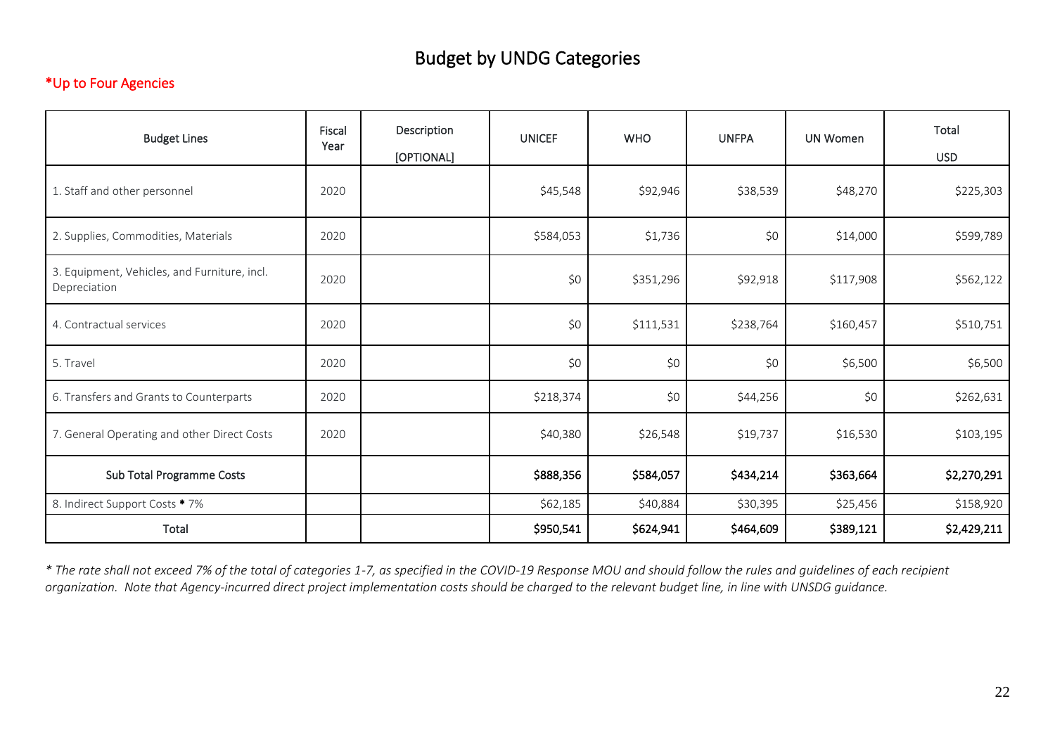# Budget by UNDG Categories

*Up to Four Agencies

| Budget Lines | Fiscal Year | Description [OPTIONAL] | UNICEF | WHO | UNFPA | UN Women | Total USD |
|---|---|---|---|---|---|---|---|
| 1. Staff and other personnel | 2020 | | $45,548 | $92,946 | $38,539 | $48,270 | $225,303 |
| 2. Supplies, Commodities, Materials | 2020 | | $584,053 | $1,736 | $0 | $14,000 | $599,789 |
| 3. Equipment, Vehicles, and Furniture, incl. Depreciation | 2020 | | $0 | $351,296 | $92,918 | $117,908 | $562,122 |
| 4. Contractual services | 2020 | | $0 | $111,531 | $238,764 | $160,457 | $510,751 |
| 5. Travel | 2020 | | $0 | $0 | $0 | $6,500 | $6,500 |
| 6. Transfers and Grants to Counterparts | 2020 | | $218,374 | $0 | $44,256 | $0 | $262,631 |
| 7. General Operating and other Direct Costs | 2020 | | $40,380 | $26,548 | $19,737 | $16,530 | $103,195 |
| **Sub Total Programme Costs** | | | **$888,356** | **$584,057** | **$434,214** | **$363,664** | **$2,270,291** |
| 8. Indirect Support Costs * 7% | | | $62,185 | $40,884 | $30,395 | $25,456 | $158,920 |
| **Total** | | | **$950,541** | **$624,941** | **$464,609** | **$389,121** | **$2,429,211** |

*\* The rate shall not exceed 7% of the total of categories 1-7, as specified in the COVID-19 Response MOU and should follow the rules and guidelines of each recipient organization. Note that Agency-incurred direct project implementation costs should be charged to the relevant budget line, in line with UNSDG guidance.*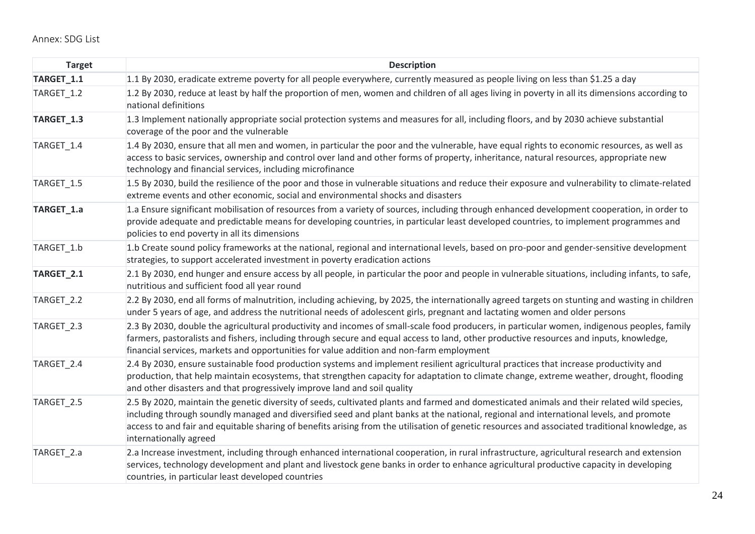Annex: SDG List

| Target | Description |
| --- | --- |
| **TARGET_1.1** | 1.1 By 2030, eradicate extreme poverty for all people everywhere, currently measured as people living on less than $1.25 a day |
| TARGET_1.2 | 1.2 By 2030, reduce at least by half the proportion of men, women and children of all ages living in poverty in all its dimensions according to national definitions |
| **TARGET_1.3** | 1.3 Implement nationally appropriate social protection systems and measures for all, including floors, and by 2030 achieve substantial coverage of the poor and the vulnerable |
| TARGET_1.4 | 1.4 By 2030, ensure that all men and women, in particular the poor and the vulnerable, have equal rights to economic resources, as well as access to basic services, ownership and control over land and other forms of property, inheritance, natural resources, appropriate new technology and financial services, including microfinance |
| TARGET_1.5 | 1.5 By 2030, build the resilience of the poor and those in vulnerable situations and reduce their exposure and vulnerability to climate-related extreme events and other economic, social and environmental shocks and disasters |
| **TARGET_1.a** | 1.a Ensure significant mobilisation of resources from a variety of sources, including through enhanced development cooperation, in order to provide adequate and predictable means for developing countries, in particular least developed countries, to implement programmes and policies to end poverty in all its dimensions |
| TARGET_1.b | 1.b Create sound policy frameworks at the national, regional and international levels, based on pro-poor and gender-sensitive development strategies, to support accelerated investment in poverty eradication actions |
| **TARGET_2.1** | 2.1 By 2030, end hunger and ensure access by all people, in particular the poor and people in vulnerable situations, including infants, to safe, nutritious and sufficient food all year round |
| TARGET_2.2 | 2.2 By 2030, end all forms of malnutrition, including achieving, by 2025, the internationally agreed targets on stunting and wasting in children under 5 years of age, and address the nutritional needs of adolescent girls, pregnant and lactating women and older persons |
| TARGET_2.3 | 2.3 By 2030, double the agricultural productivity and incomes of small-scale food producers, in particular women, indigenous peoples, family farmers, pastoralists and fishers, including through secure and equal access to land, other productive resources and inputs, knowledge, financial services, markets and opportunities for value addition and non-farm employment |
| TARGET_2.4 | 2.4 By 2030, ensure sustainable food production systems and implement resilient agricultural practices that increase productivity and production, that help maintain ecosystems, that strengthen capacity for adaptation to climate change, extreme weather, drought, flooding and other disasters and that progressively improve land and soil quality |
| TARGET_2.5 | 2.5 By 2020, maintain the genetic diversity of seeds, cultivated plants and farmed and domesticated animals and their related wild species, including through soundly managed and diversified seed and plant banks at the national, regional and international levels, and promote access to and fair and equitable sharing of benefits arising from the utilisation of genetic resources and associated traditional knowledge, as internationally agreed |
| TARGET_2.a | 2.a Increase investment, including through enhanced international cooperation, in rural infrastructure, agricultural research and extension services, technology development and plant and livestock gene banks in order to enhance agricultural productive capacity in developing countries, in particular least developed countries |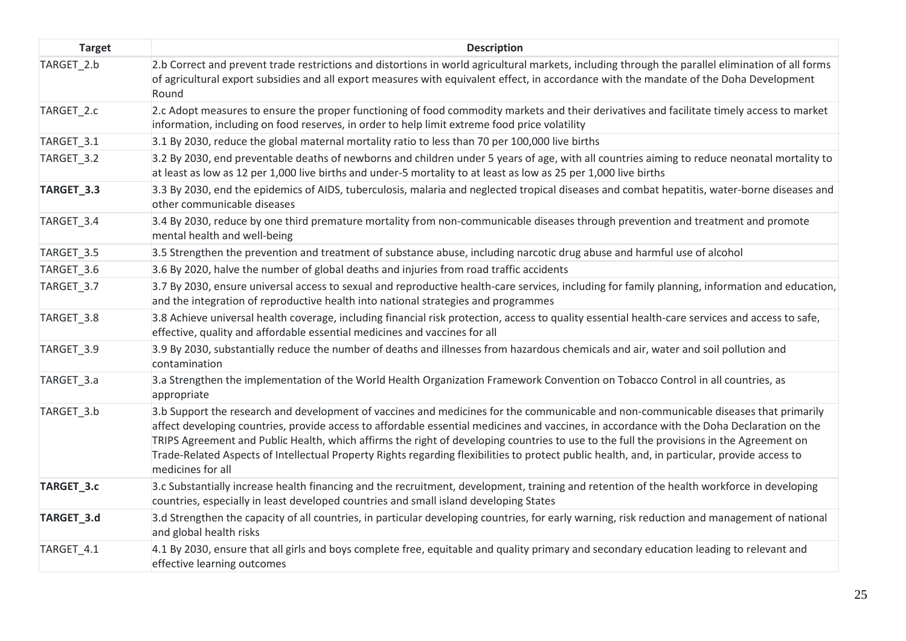| Target | Description |
| --- | --- |
| TARGET_2.b | 2.b Correct and prevent trade restrictions and distortions in world agricultural markets, including through the parallel elimination of all forms of agricultural export subsidies and all export measures with equivalent effect, in accordance with the mandate of the Doha Development Round |
| TARGET_2.c | 2.c Adopt measures to ensure the proper functioning of food commodity markets and their derivatives and facilitate timely access to market information, including on food reserves, in order to help limit extreme food price volatility |
| TARGET_3.1 | 3.1 By 2030, reduce the global maternal mortality ratio to less than 70 per 100,000 live births |
| TARGET_3.2 | 3.2 By 2030, end preventable deaths of newborns and children under 5 years of age, with all countries aiming to reduce neonatal mortality to at least as low as 12 per 1,000 live births and under-5 mortality to at least as low as 25 per 1,000 live births |
| **TARGET_3.3** | 3.3 By 2030, end the epidemics of AIDS, tuberculosis, malaria and neglected tropical diseases and combat hepatitis, water-borne diseases and other communicable diseases |
| TARGET_3.4 | 3.4 By 2030, reduce by one third premature mortality from non-communicable diseases through prevention and treatment and promote mental health and well-being |
| TARGET_3.5 | 3.5 Strengthen the prevention and treatment of substance abuse, including narcotic drug abuse and harmful use of alcohol |
| TARGET_3.6 | 3.6 By 2020, halve the number of global deaths and injuries from road traffic accidents |
| TARGET_3.7 | 3.7 By 2030, ensure universal access to sexual and reproductive health-care services, including for family planning, information and education, and the integration of reproductive health into national strategies and programmes |
| TARGET_3.8 | 3.8 Achieve universal health coverage, including financial risk protection, access to quality essential health-care services and access to safe, effective, quality and affordable essential medicines and vaccines for all |
| TARGET_3.9 | 3.9 By 2030, substantially reduce the number of deaths and illnesses from hazardous chemicals and air, water and soil pollution and contamination |
| TARGET_3.a | 3.a Strengthen the implementation of the World Health Organization Framework Convention on Tobacco Control in all countries, as appropriate |
| TARGET_3.b | 3.b Support the research and development of vaccines and medicines for the communicable and non-communicable diseases that primarily affect developing countries, provide access to affordable essential medicines and vaccines, in accordance with the Doha Declaration on the TRIPS Agreement and Public Health, which affirms the right of developing countries to use to the full the provisions in the Agreement on Trade-Related Aspects of Intellectual Property Rights regarding flexibilities to protect public health, and, in particular, provide access to medicines for all |
| **TARGET_3.c** | 3.c Substantially increase health financing and the recruitment, development, training and retention of the health workforce in developing countries, especially in least developed countries and small island developing States |
| **TARGET_3.d** | 3.d Strengthen the capacity of all countries, in particular developing countries, for early warning, risk reduction and management of national and global health risks |
| TARGET_4.1 | 4.1 By 2030, ensure that all girls and boys complete free, equitable and quality primary and secondary education leading to relevant and effective learning outcomes |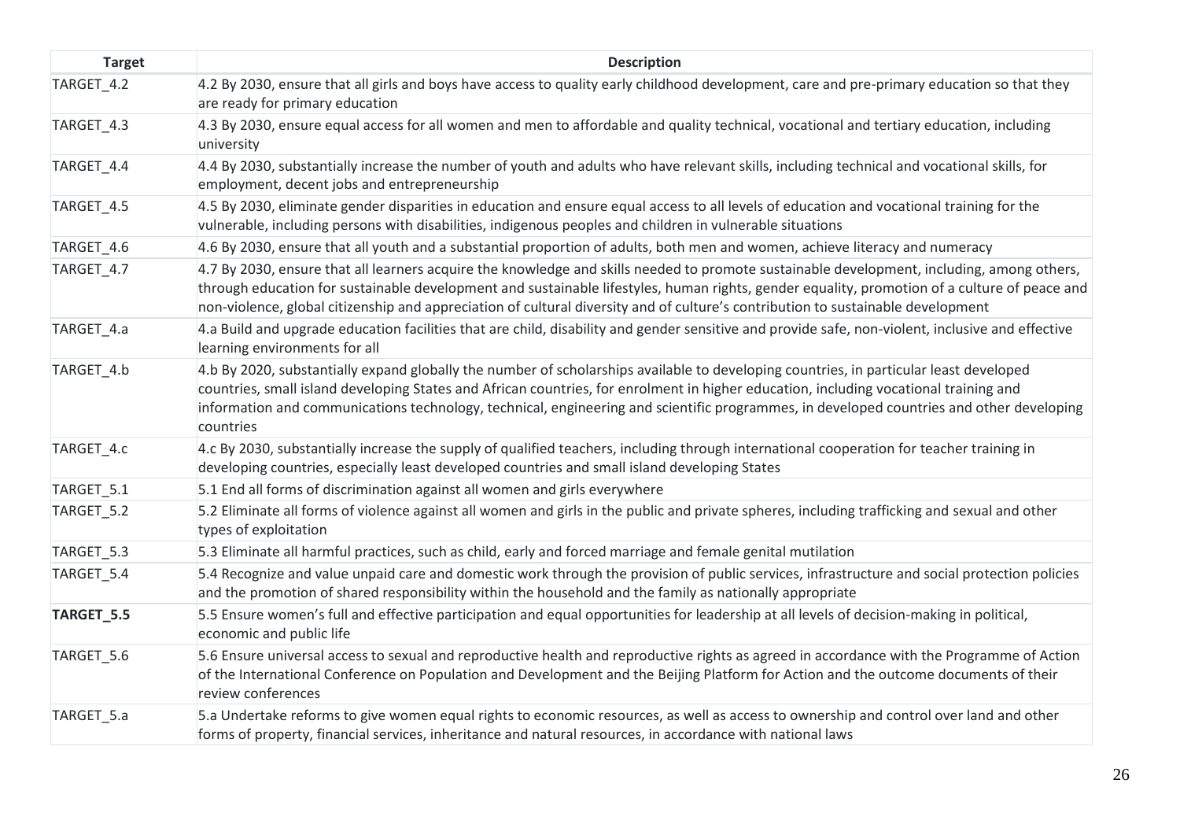| Target | Description |
|---|---|
| TARGET_4.2 | 4.2 By 2030, ensure that all girls and boys have access to quality early childhood development, care and pre-primary education so that they are ready for primary education |
| TARGET_4.3 | 4.3 By 2030, ensure equal access for all women and men to affordable and quality technical, vocational and tertiary education, including university |
| TARGET_4.4 | 4.4 By 2030, substantially increase the number of youth and adults who have relevant skills, including technical and vocational skills, for employment, decent jobs and entrepreneurship |
| TARGET_4.5 | 4.5 By 2030, eliminate gender disparities in education and ensure equal access to all levels of education and vocational training for the vulnerable, including persons with disabilities, indigenous peoples and children in vulnerable situations |
| TARGET_4.6 | 4.6 By 2030, ensure that all youth and a substantial proportion of adults, both men and women, achieve literacy and numeracy |
| TARGET_4.7 | 4.7 By 2030, ensure that all learners acquire the knowledge and skills needed to promote sustainable development, including, among others, through education for sustainable development and sustainable lifestyles, human rights, gender equality, promotion of a culture of peace and non-violence, global citizenship and appreciation of cultural diversity and of culture's contribution to sustainable development |
| TARGET_4.a | 4.a Build and upgrade education facilities that are child, disability and gender sensitive and provide safe, non-violent, inclusive and effective learning environments for all |
| TARGET_4.b | 4.b By 2020, substantially expand globally the number of scholarships available to developing countries, in particular least developed countries, small island developing States and African countries, for enrolment in higher education, including vocational training and information and communications technology, technical, engineering and scientific programmes, in developed countries and other developing countries |
| TARGET_4.c | 4.c By 2030, substantially increase the supply of qualified teachers, including through international cooperation for teacher training in developing countries, especially least developed countries and small island developing States |
| TARGET_5.1 | 5.1 End all forms of discrimination against all women and girls everywhere |
| TARGET_5.2 | 5.2 Eliminate all forms of violence against all women and girls in the public and private spheres, including trafficking and sexual and other types of exploitation |
| TARGET_5.3 | 5.3 Eliminate all harmful practices, such as child, early and forced marriage and female genital mutilation |
| TARGET_5.4 | 5.4 Recognize and value unpaid care and domestic work through the provision of public services, infrastructure and social protection policies and the promotion of shared responsibility within the household and the family as nationally appropriate |
| **TARGET_5.5** | 5.5 Ensure women's full and effective participation and equal opportunities for leadership at all levels of decision-making in political, economic and public life |
| TARGET_5.6 | 5.6 Ensure universal access to sexual and reproductive health and reproductive rights as agreed in accordance with the Programme of Action of the International Conference on Population and Development and the Beijing Platform for Action and the outcome documents of their review conferences |
| TARGET_5.a | 5.a Undertake reforms to give women equal rights to economic resources, as well as access to ownership and control over land and other forms of property, financial services, inheritance and natural resources, in accordance with national laws |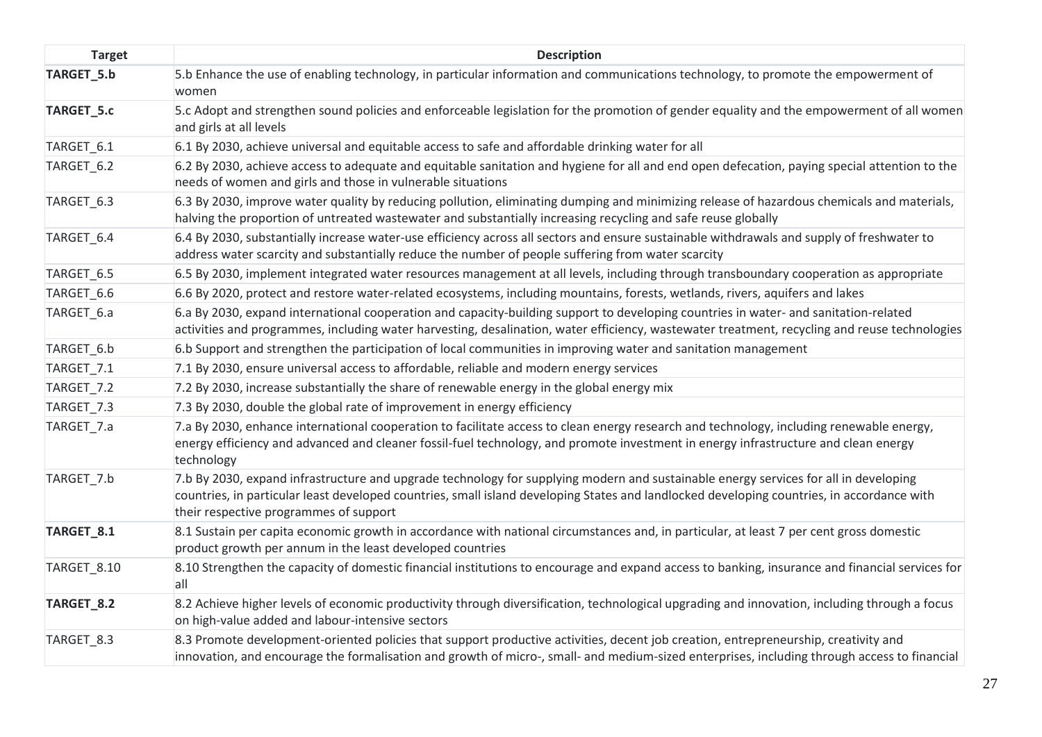| Target | Description |
|---|---|
| **TARGET_5.b** | 5.b Enhance the use of enabling technology, in particular information and communications technology, to promote the empowerment of women |
| **TARGET_5.c** | 5.c Adopt and strengthen sound policies and enforceable legislation for the promotion of gender equality and the empowerment of all women and girls at all levels |
| TARGET_6.1 | 6.1 By 2030, achieve universal and equitable access to safe and affordable drinking water for all |
| TARGET_6.2 | 6.2 By 2030, achieve access to adequate and equitable sanitation and hygiene for all and end open defecation, paying special attention to the needs of women and girls and those in vulnerable situations |
| TARGET_6.3 | 6.3 By 2030, improve water quality by reducing pollution, eliminating dumping and minimizing release of hazardous chemicals and materials, halving the proportion of untreated wastewater and substantially increasing recycling and safe reuse globally |
| TARGET_6.4 | 6.4 By 2030, substantially increase water-use efficiency across all sectors and ensure sustainable withdrawals and supply of freshwater to address water scarcity and substantially reduce the number of people suffering from water scarcity |
| TARGET_6.5 | 6.5 By 2030, implement integrated water resources management at all levels, including through transboundary cooperation as appropriate |
| TARGET_6.6 | 6.6 By 2020, protect and restore water-related ecosystems, including mountains, forests, wetlands, rivers, aquifers and lakes |
| TARGET_6.a | 6.a By 2030, expand international cooperation and capacity-building support to developing countries in water- and sanitation-related activities and programmes, including water harvesting, desalination, water efficiency, wastewater treatment, recycling and reuse technologies |
| TARGET_6.b | 6.b Support and strengthen the participation of local communities in improving water and sanitation management |
| TARGET_7.1 | 7.1 By 2030, ensure universal access to affordable, reliable and modern energy services |
| TARGET_7.2 | 7.2 By 2030, increase substantially the share of renewable energy in the global energy mix |
| TARGET_7.3 | 7.3 By 2030, double the global rate of improvement in energy efficiency |
| TARGET_7.a | 7.a By 2030, enhance international cooperation to facilitate access to clean energy research and technology, including renewable energy, energy efficiency and advanced and cleaner fossil-fuel technology, and promote investment in energy infrastructure and clean energy technology |
| TARGET_7.b | 7.b By 2030, expand infrastructure and upgrade technology for supplying modern and sustainable energy services for all in developing countries, in particular least developed countries, small island developing States and landlocked developing countries, in accordance with their respective programmes of support |
| **TARGET_8.1** | 8.1 Sustain per capita economic growth in accordance with national circumstances and, in particular, at least 7 per cent gross domestic product growth per annum in the least developed countries |
| TARGET_8.10 | 8.10 Strengthen the capacity of domestic financial institutions to encourage and expand access to banking, insurance and financial services for all |
| **TARGET_8.2** | 8.2 Achieve higher levels of economic productivity through diversification, technological upgrading and innovation, including through a focus on high-value added and labour-intensive sectors |
| TARGET_8.3 | 8.3 Promote development-oriented policies that support productive activities, decent job creation, entrepreneurship, creativity and innovation, and encourage the formalisation and growth of micro-, small- and medium-sized enterprises, including through access to financial |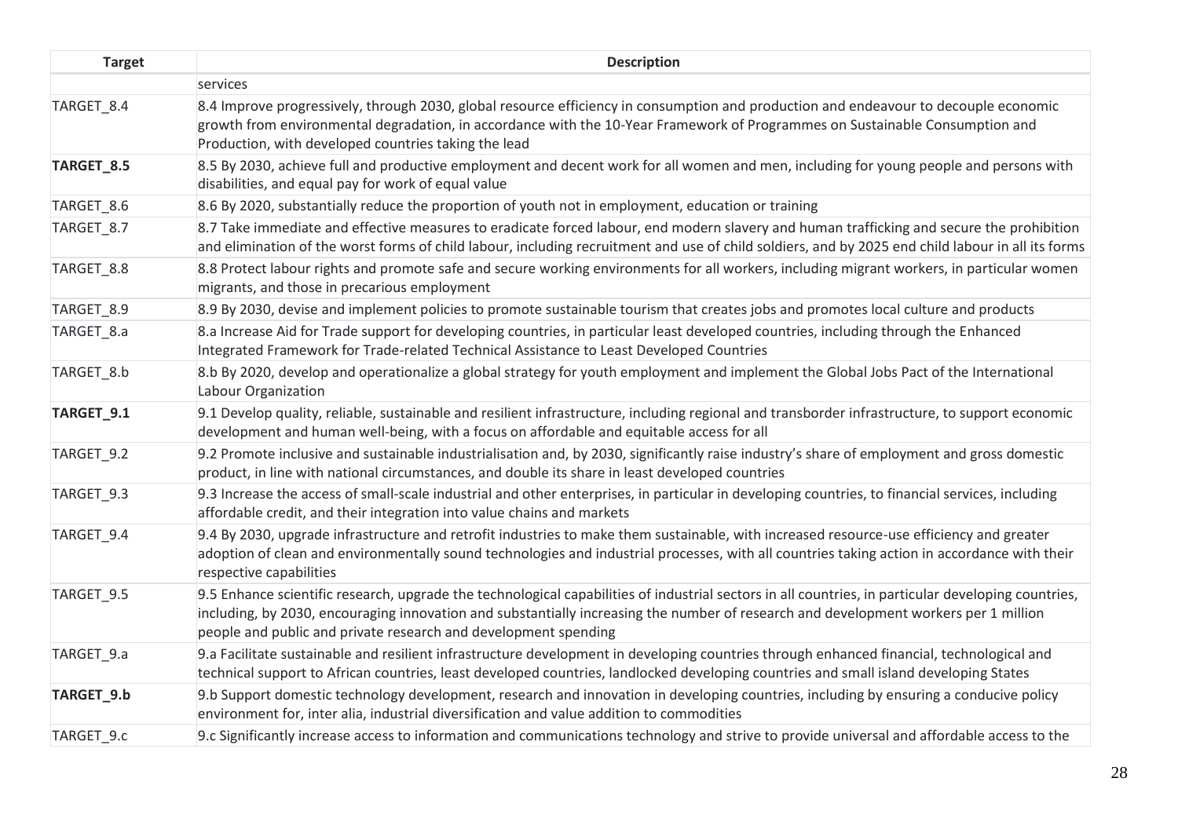| Target | Description |
|---|---|
| | services |
| TARGET_8.4 | 8.4 Improve progressively, through 2030, global resource efficiency in consumption and production and endeavour to decouple economic growth from environmental degradation, in accordance with the 10-Year Framework of Programmes on Sustainable Consumption and Production, with developed countries taking the lead |
| **TARGET_8.5** | 8.5 By 2030, achieve full and productive employment and decent work for all women and men, including for young people and persons with disabilities, and equal pay for work of equal value |
| TARGET_8.6 | 8.6 By 2020, substantially reduce the proportion of youth not in employment, education or training |
| TARGET_8.7 | 8.7 Take immediate and effective measures to eradicate forced labour, end modern slavery and human trafficking and secure the prohibition and elimination of the worst forms of child labour, including recruitment and use of child soldiers, and by 2025 end child labour in all its forms |
| TARGET_8.8 | 8.8 Protect labour rights and promote safe and secure working environments for all workers, including migrant workers, in particular women migrants, and those in precarious employment |
| TARGET_8.9 | 8.9 By 2030, devise and implement policies to promote sustainable tourism that creates jobs and promotes local culture and products |
| TARGET_8.a | 8.a Increase Aid for Trade support for developing countries, in particular least developed countries, including through the Enhanced Integrated Framework for Trade-related Technical Assistance to Least Developed Countries |
| TARGET_8.b | 8.b By 2020, develop and operationalize a global strategy for youth employment and implement the Global Jobs Pact of the International Labour Organization |
| **TARGET_9.1** | 9.1 Develop quality, reliable, sustainable and resilient infrastructure, including regional and transborder infrastructure, to support economic development and human well-being, with a focus on affordable and equitable access for all |
| TARGET_9.2 | 9.2 Promote inclusive and sustainable industrialisation and, by 2030, significantly raise industry's share of employment and gross domestic product, in line with national circumstances, and double its share in least developed countries |
| TARGET_9.3 | 9.3 Increase the access of small-scale industrial and other enterprises, in particular in developing countries, to financial services, including affordable credit, and their integration into value chains and markets |
| TARGET_9.4 | 9.4 By 2030, upgrade infrastructure and retrofit industries to make them sustainable, with increased resource-use efficiency and greater adoption of clean and environmentally sound technologies and industrial processes, with all countries taking action in accordance with their respective capabilities |
| TARGET_9.5 | 9.5 Enhance scientific research, upgrade the technological capabilities of industrial sectors in all countries, in particular developing countries, including, by 2030, encouraging innovation and substantially increasing the number of research and development workers per 1 million people and public and private research and development spending |
| TARGET_9.a | 9.a Facilitate sustainable and resilient infrastructure development in developing countries through enhanced financial, technological and technical support to African countries, least developed countries, landlocked developing countries and small island developing States |
| **TARGET_9.b** | 9.b Support domestic technology development, research and innovation in developing countries, including by ensuring a conducive policy environment for, inter alia, industrial diversification and value addition to commodities |
| TARGET_9.c | 9.c Significantly increase access to information and communications technology and strive to provide universal and affordable access to the |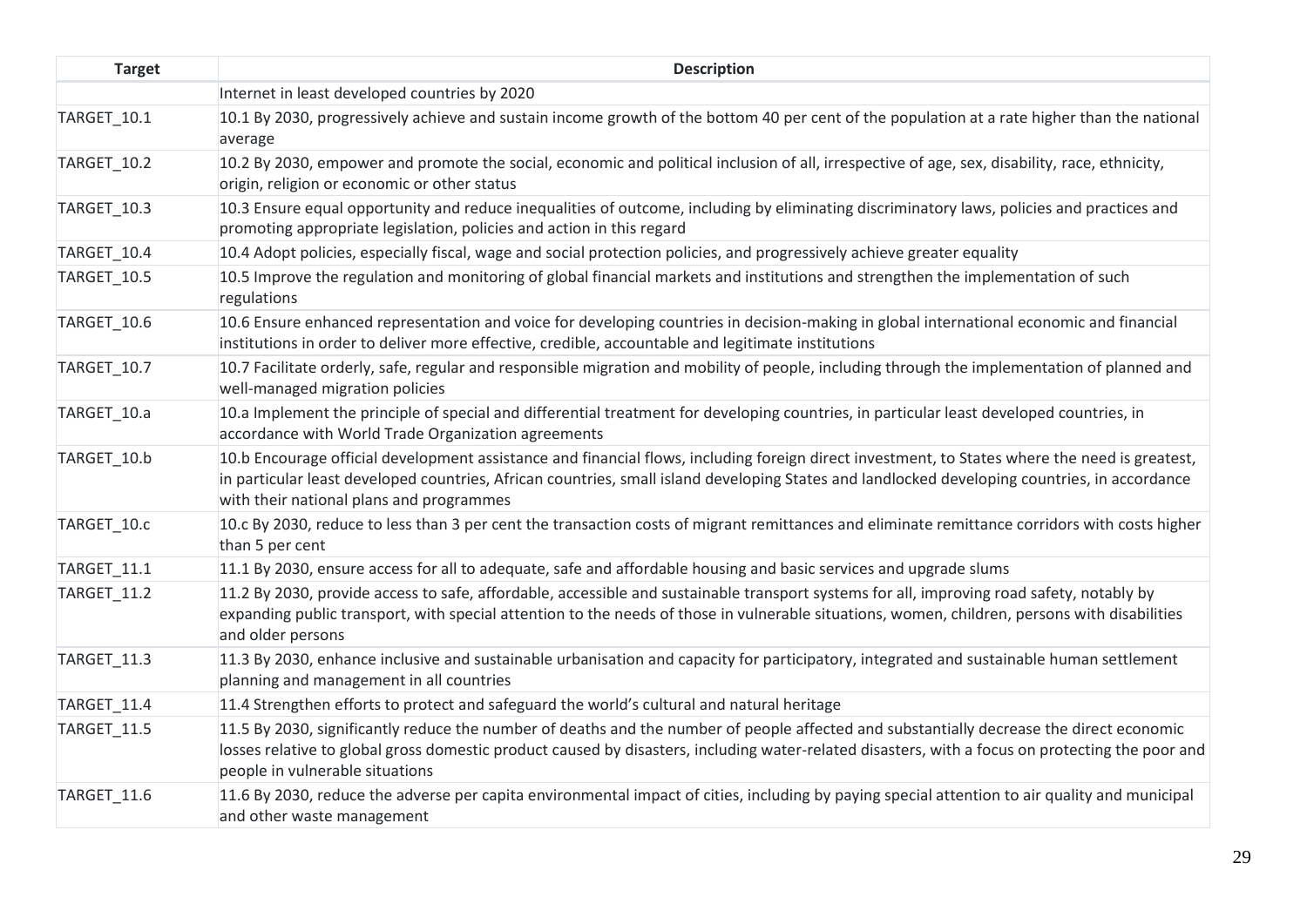| Target | Description |
| --- | --- |
| | Internet in least developed countries by 2020 |
| TARGET_10.1 | 10.1 By 2030, progressively achieve and sustain income growth of the bottom 40 per cent of the population at a rate higher than the national average |
| TARGET_10.2 | 10.2 By 2030, empower and promote the social, economic and political inclusion of all, irrespective of age, sex, disability, race, ethnicity, origin, religion or economic or other status |
| TARGET_10.3 | 10.3 Ensure equal opportunity and reduce inequalities of outcome, including by eliminating discriminatory laws, policies and practices and promoting appropriate legislation, policies and action in this regard |
| TARGET_10.4 | 10.4 Adopt policies, especially fiscal, wage and social protection policies, and progressively achieve greater equality |
| TARGET_10.5 | 10.5 Improve the regulation and monitoring of global financial markets and institutions and strengthen the implementation of such regulations |
| TARGET_10.6 | 10.6 Ensure enhanced representation and voice for developing countries in decision-making in global international economic and financial institutions in order to deliver more effective, credible, accountable and legitimate institutions |
| TARGET_10.7 | 10.7 Facilitate orderly, safe, regular and responsible migration and mobility of people, including through the implementation of planned and well-managed migration policies |
| TARGET_10.a | 10.a Implement the principle of special and differential treatment for developing countries, in particular least developed countries, in accordance with World Trade Organization agreements |
| TARGET_10.b | 10.b Encourage official development assistance and financial flows, including foreign direct investment, to States where the need is greatest, in particular least developed countries, African countries, small island developing States and landlocked developing countries, in accordance with their national plans and programmes |
| TARGET_10.c | 10.c By 2030, reduce to less than 3 per cent the transaction costs of migrant remittances and eliminate remittance corridors with costs higher than 5 per cent |
| TARGET_11.1 | 11.1 By 2030, ensure access for all to adequate, safe and affordable housing and basic services and upgrade slums |
| TARGET_11.2 | 11.2 By 2030, provide access to safe, affordable, accessible and sustainable transport systems for all, improving road safety, notably by expanding public transport, with special attention to the needs of those in vulnerable situations, women, children, persons with disabilities and older persons |
| TARGET_11.3 | 11.3 By 2030, enhance inclusive and sustainable urbanisation and capacity for participatory, integrated and sustainable human settlement planning and management in all countries |
| TARGET_11.4 | 11.4 Strengthen efforts to protect and safeguard the world's cultural and natural heritage |
| TARGET_11.5 | 11.5 By 2030, significantly reduce the number of deaths and the number of people affected and substantially decrease the direct economic losses relative to global gross domestic product caused by disasters, including water-related disasters, with a focus on protecting the poor and people in vulnerable situations |
| TARGET_11.6 | 11.6 By 2030, reduce the adverse per capita environmental impact of cities, including by paying special attention to air quality and municipal and other waste management |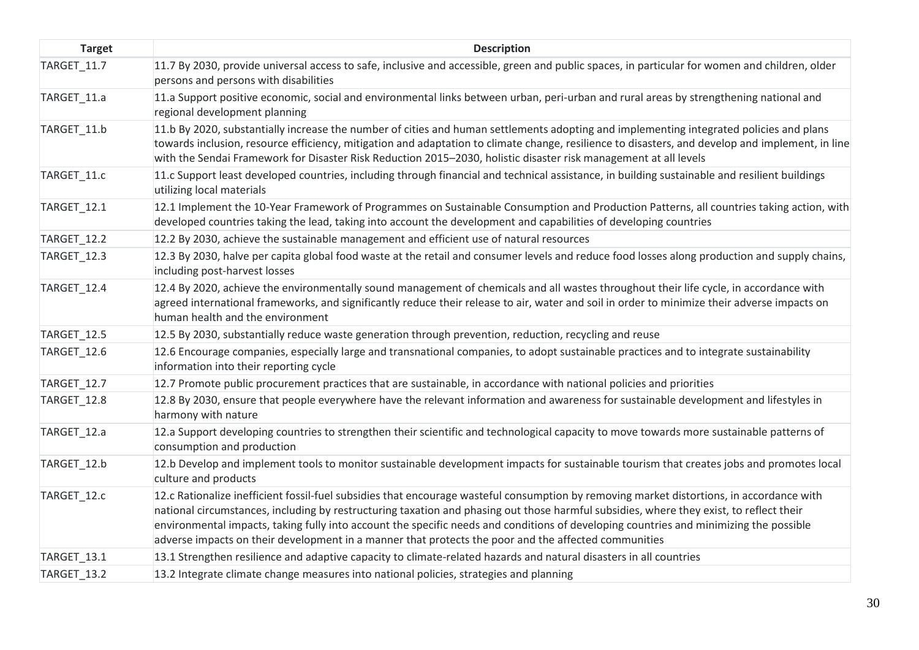| Target | Description |
|---|---|
| TARGET_11.7 | 11.7 By 2030, provide universal access to safe, inclusive and accessible, green and public spaces, in particular for women and children, older persons and persons with disabilities |
| TARGET_11.a | 11.a Support positive economic, social and environmental links between urban, peri-urban and rural areas by strengthening national and regional development planning |
| TARGET_11.b | 11.b By 2020, substantially increase the number of cities and human settlements adopting and implementing integrated policies and plans towards inclusion, resource efficiency, mitigation and adaptation to climate change, resilience to disasters, and develop and implement, in line with the Sendai Framework for Disaster Risk Reduction 2015–2030, holistic disaster risk management at all levels |
| TARGET_11.c | 11.c Support least developed countries, including through financial and technical assistance, in building sustainable and resilient buildings utilizing local materials |
| TARGET_12.1 | 12.1 Implement the 10-Year Framework of Programmes on Sustainable Consumption and Production Patterns, all countries taking action, with developed countries taking the lead, taking into account the development and capabilities of developing countries |
| TARGET_12.2 | 12.2 By 2030, achieve the sustainable management and efficient use of natural resources |
| TARGET_12.3 | 12.3 By 2030, halve per capita global food waste at the retail and consumer levels and reduce food losses along production and supply chains, including post-harvest losses |
| TARGET_12.4 | 12.4 By 2020, achieve the environmentally sound management of chemicals and all wastes throughout their life cycle, in accordance with agreed international frameworks, and significantly reduce their release to air, water and soil in order to minimize their adverse impacts on human health and the environment |
| TARGET_12.5 | 12.5 By 2030, substantially reduce waste generation through prevention, reduction, recycling and reuse |
| TARGET_12.6 | 12.6 Encourage companies, especially large and transnational companies, to adopt sustainable practices and to integrate sustainability information into their reporting cycle |
| TARGET_12.7 | 12.7 Promote public procurement practices that are sustainable, in accordance with national policies and priorities |
| TARGET_12.8 | 12.8 By 2030, ensure that people everywhere have the relevant information and awareness for sustainable development and lifestyles in harmony with nature |
| TARGET_12.a | 12.a Support developing countries to strengthen their scientific and technological capacity to move towards more sustainable patterns of consumption and production |
| TARGET_12.b | 12.b Develop and implement tools to monitor sustainable development impacts for sustainable tourism that creates jobs and promotes local culture and products |
| TARGET_12.c | 12.c Rationalize inefficient fossil-fuel subsidies that encourage wasteful consumption by removing market distortions, in accordance with national circumstances, including by restructuring taxation and phasing out those harmful subsidies, where they exist, to reflect their environmental impacts, taking fully into account the specific needs and conditions of developing countries and minimizing the possible adverse impacts on their development in a manner that protects the poor and the affected communities |
| TARGET_13.1 | 13.1 Strengthen resilience and adaptive capacity to climate-related hazards and natural disasters in all countries |
| TARGET_13.2 | 13.2 Integrate climate change measures into national policies, strategies and planning |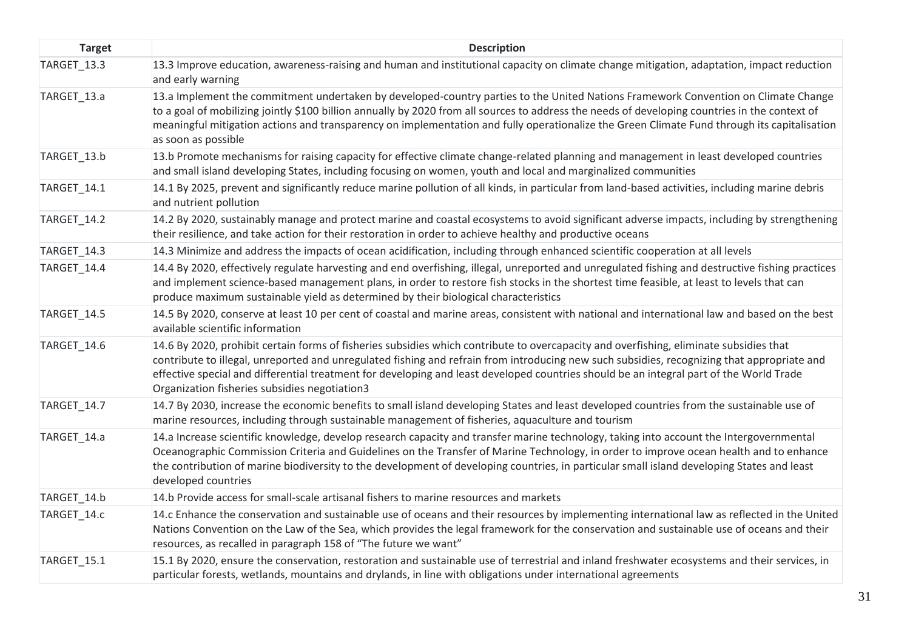| Target | Description |
| --- | --- |
| TARGET_13.3 | 13.3 Improve education, awareness-raising and human and institutional capacity on climate change mitigation, adaptation, impact reduction and early warning |
| TARGET_13.a | 13.a Implement the commitment undertaken by developed-country parties to the United Nations Framework Convention on Climate Change to a goal of mobilizing jointly $100 billion annually by 2020 from all sources to address the needs of developing countries in the context of meaningful mitigation actions and transparency on implementation and fully operationalize the Green Climate Fund through its capitalisation as soon as possible |
| TARGET_13.b | 13.b Promote mechanisms for raising capacity for effective climate change-related planning and management in least developed countries and small island developing States, including focusing on women, youth and local and marginalized communities |
| TARGET_14.1 | 14.1 By 2025, prevent and significantly reduce marine pollution of all kinds, in particular from land-based activities, including marine debris and nutrient pollution |
| TARGET_14.2 | 14.2 By 2020, sustainably manage and protect marine and coastal ecosystems to avoid significant adverse impacts, including by strengthening their resilience, and take action for their restoration in order to achieve healthy and productive oceans |
| TARGET_14.3 | 14.3 Minimize and address the impacts of ocean acidification, including through enhanced scientific cooperation at all levels |
| TARGET_14.4 | 14.4 By 2020, effectively regulate harvesting and end overfishing, illegal, unreported and unregulated fishing and destructive fishing practices and implement science-based management plans, in order to restore fish stocks in the shortest time feasible, at least to levels that can produce maximum sustainable yield as determined by their biological characteristics |
| TARGET_14.5 | 14.5 By 2020, conserve at least 10 per cent of coastal and marine areas, consistent with national and international law and based on the best available scientific information |
| TARGET_14.6 | 14.6 By 2020, prohibit certain forms of fisheries subsidies which contribute to overcapacity and overfishing, eliminate subsidies that contribute to illegal, unreported and unregulated fishing and refrain from introducing new such subsidies, recognizing that appropriate and effective special and differential treatment for developing and least developed countries should be an integral part of the World Trade Organization fisheries subsidies negotiation3 |
| TARGET_14.7 | 14.7 By 2030, increase the economic benefits to small island developing States and least developed countries from the sustainable use of marine resources, including through sustainable management of fisheries, aquaculture and tourism |
| TARGET_14.a | 14.a Increase scientific knowledge, develop research capacity and transfer marine technology, taking into account the Intergovernmental Oceanographic Commission Criteria and Guidelines on the Transfer of Marine Technology, in order to improve ocean health and to enhance the contribution of marine biodiversity to the development of developing countries, in particular small island developing States and least developed countries |
| TARGET_14.b | 14.b Provide access for small-scale artisanal fishers to marine resources and markets |
| TARGET_14.c | 14.c Enhance the conservation and sustainable use of oceans and their resources by implementing international law as reflected in the United Nations Convention on the Law of the Sea, which provides the legal framework for the conservation and sustainable use of oceans and their resources, as recalled in paragraph 158 of "The future we want" |
| TARGET_15.1 | 15.1 By 2020, ensure the conservation, restoration and sustainable use of terrestrial and inland freshwater ecosystems and their services, in particular forests, wetlands, mountains and drylands, in line with obligations under international agreements |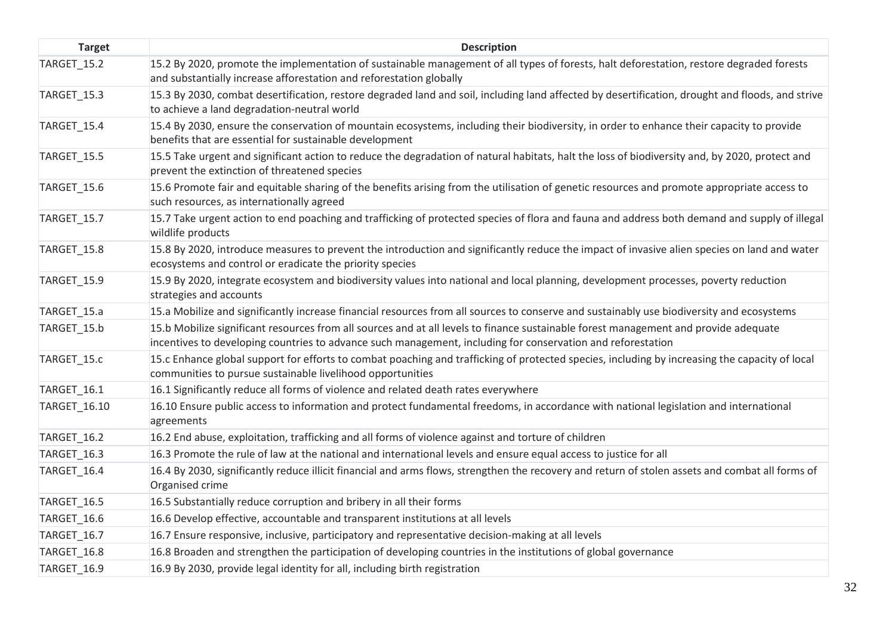| Target | Description |
| --- | --- |
| TARGET_15.2 | 15.2 By 2020, promote the implementation of sustainable management of all types of forests, halt deforestation, restore degraded forests and substantially increase afforestation and reforestation globally |
| TARGET_15.3 | 15.3 By 2030, combat desertification, restore degraded land and soil, including land affected by desertification, drought and floods, and strive to achieve a land degradation-neutral world |
| TARGET_15.4 | 15.4 By 2030, ensure the conservation of mountain ecosystems, including their biodiversity, in order to enhance their capacity to provide benefits that are essential for sustainable development |
| TARGET_15.5 | 15.5 Take urgent and significant action to reduce the degradation of natural habitats, halt the loss of biodiversity and, by 2020, protect and prevent the extinction of threatened species |
| TARGET_15.6 | 15.6 Promote fair and equitable sharing of the benefits arising from the utilisation of genetic resources and promote appropriate access to such resources, as internationally agreed |
| TARGET_15.7 | 15.7 Take urgent action to end poaching and trafficking of protected species of flora and fauna and address both demand and supply of illegal wildlife products |
| TARGET_15.8 | 15.8 By 2020, introduce measures to prevent the introduction and significantly reduce the impact of invasive alien species on land and water ecosystems and control or eradicate the priority species |
| TARGET_15.9 | 15.9 By 2020, integrate ecosystem and biodiversity values into national and local planning, development processes, poverty reduction strategies and accounts |
| TARGET_15.a | 15.a Mobilize and significantly increase financial resources from all sources to conserve and sustainably use biodiversity and ecosystems |
| TARGET_15.b | 15.b Mobilize significant resources from all sources and at all levels to finance sustainable forest management and provide adequate incentives to developing countries to advance such management, including for conservation and reforestation |
| TARGET_15.c | 15.c Enhance global support for efforts to combat poaching and trafficking of protected species, including by increasing the capacity of local communities to pursue sustainable livelihood opportunities |
| TARGET_16.1 | 16.1 Significantly reduce all forms of violence and related death rates everywhere |
| TARGET_16.10 | 16.10 Ensure public access to information and protect fundamental freedoms, in accordance with national legislation and international agreements |
| TARGET_16.2 | 16.2 End abuse, exploitation, trafficking and all forms of violence against and torture of children |
| TARGET_16.3 | 16.3 Promote the rule of law at the national and international levels and ensure equal access to justice for all |
| TARGET_16.4 | 16.4 By 2030, significantly reduce illicit financial and arms flows, strengthen the recovery and return of stolen assets and combat all forms of Organised crime |
| TARGET_16.5 | 16.5 Substantially reduce corruption and bribery in all their forms |
| TARGET_16.6 | 16.6 Develop effective, accountable and transparent institutions at all levels |
| TARGET_16.7 | 16.7 Ensure responsive, inclusive, participatory and representative decision-making at all levels |
| TARGET_16.8 | 16.8 Broaden and strengthen the participation of developing countries in the institutions of global governance |
| TARGET_16.9 | 16.9 By 2030, provide legal identity for all, including birth registration |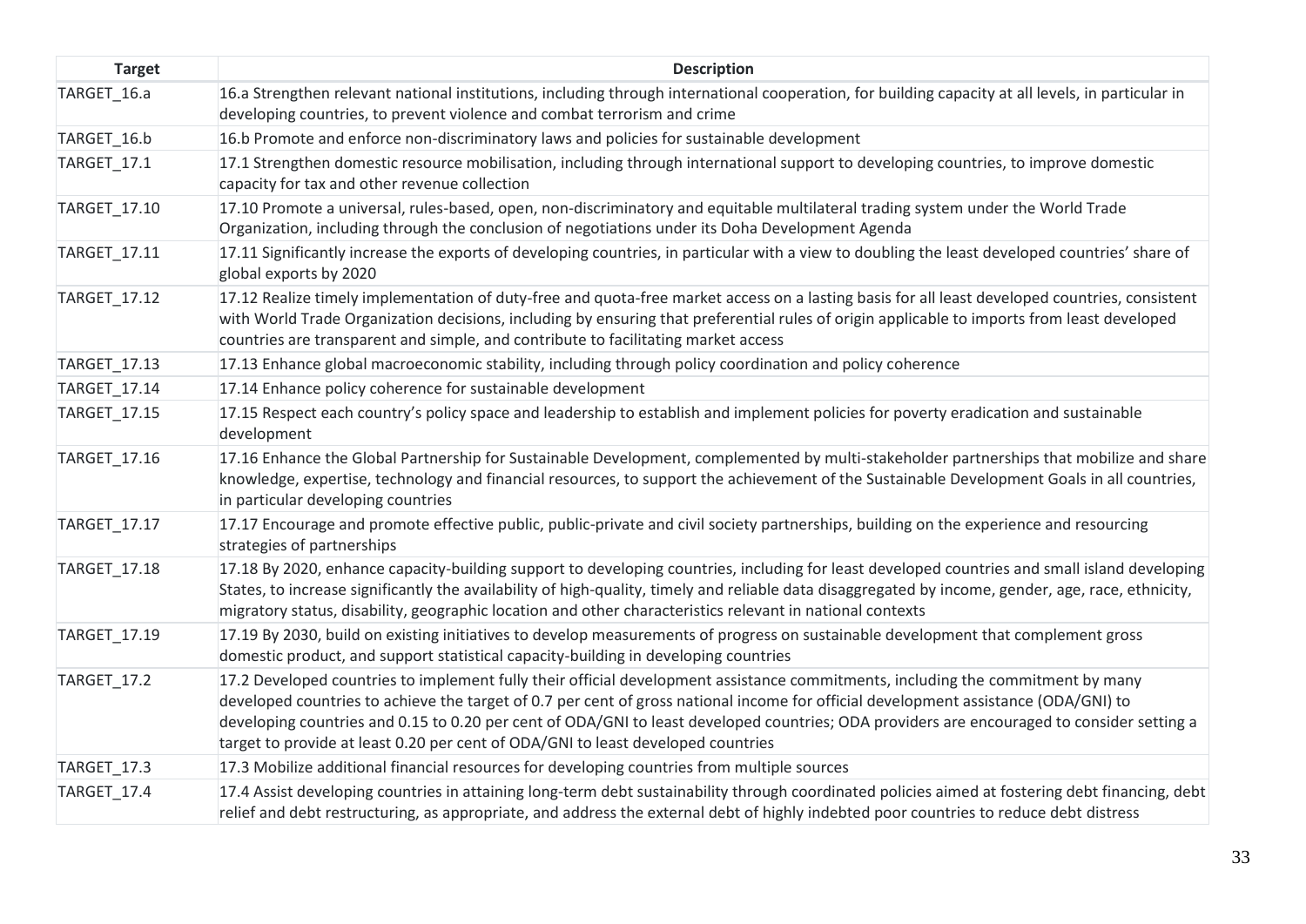| Target | Description |
|---|---|
| TARGET_16.a | 16.a Strengthen relevant national institutions, including through international cooperation, for building capacity at all levels, in particular in developing countries, to prevent violence and combat terrorism and crime |
| TARGET_16.b | 16.b Promote and enforce non-discriminatory laws and policies for sustainable development |
| TARGET_17.1 | 17.1 Strengthen domestic resource mobilisation, including through international support to developing countries, to improve domestic capacity for tax and other revenue collection |
| TARGET_17.10 | 17.10 Promote a universal, rules-based, open, non-discriminatory and equitable multilateral trading system under the World Trade Organization, including through the conclusion of negotiations under its Doha Development Agenda |
| TARGET_17.11 | 17.11 Significantly increase the exports of developing countries, in particular with a view to doubling the least developed countries' share of global exports by 2020 |
| TARGET_17.12 | 17.12 Realize timely implementation of duty-free and quota-free market access on a lasting basis for all least developed countries, consistent with World Trade Organization decisions, including by ensuring that preferential rules of origin applicable to imports from least developed countries are transparent and simple, and contribute to facilitating market access |
| TARGET_17.13 | 17.13 Enhance global macroeconomic stability, including through policy coordination and policy coherence |
| TARGET_17.14 | 17.14 Enhance policy coherence for sustainable development |
| TARGET_17.15 | 17.15 Respect each country's policy space and leadership to establish and implement policies for poverty eradication and sustainable development |
| TARGET_17.16 | 17.16 Enhance the Global Partnership for Sustainable Development, complemented by multi-stakeholder partnerships that mobilize and share knowledge, expertise, technology and financial resources, to support the achievement of the Sustainable Development Goals in all countries, in particular developing countries |
| TARGET_17.17 | 17.17 Encourage and promote effective public, public-private and civil society partnerships, building on the experience and resourcing strategies of partnerships |
| TARGET_17.18 | 17.18 By 2020, enhance capacity-building support to developing countries, including for least developed countries and small island developing States, to increase significantly the availability of high-quality, timely and reliable data disaggregated by income, gender, age, race, ethnicity, migratory status, disability, geographic location and other characteristics relevant in national contexts |
| TARGET_17.19 | 17.19 By 2030, build on existing initiatives to develop measurements of progress on sustainable development that complement gross domestic product, and support statistical capacity-building in developing countries |
| TARGET_17.2 | 17.2 Developed countries to implement fully their official development assistance commitments, including the commitment by many developed countries to achieve the target of 0.7 per cent of gross national income for official development assistance (ODA/GNI) to developing countries and 0.15 to 0.20 per cent of ODA/GNI to least developed countries; ODA providers are encouraged to consider setting a target to provide at least 0.20 per cent of ODA/GNI to least developed countries |
| TARGET_17.3 | 17.3 Mobilize additional financial resources for developing countries from multiple sources |
| TARGET_17.4 | 17.4 Assist developing countries in attaining long-term debt sustainability through coordinated policies aimed at fostering debt financing, debt relief and debt restructuring, as appropriate, and address the external debt of highly indebted poor countries to reduce debt distress |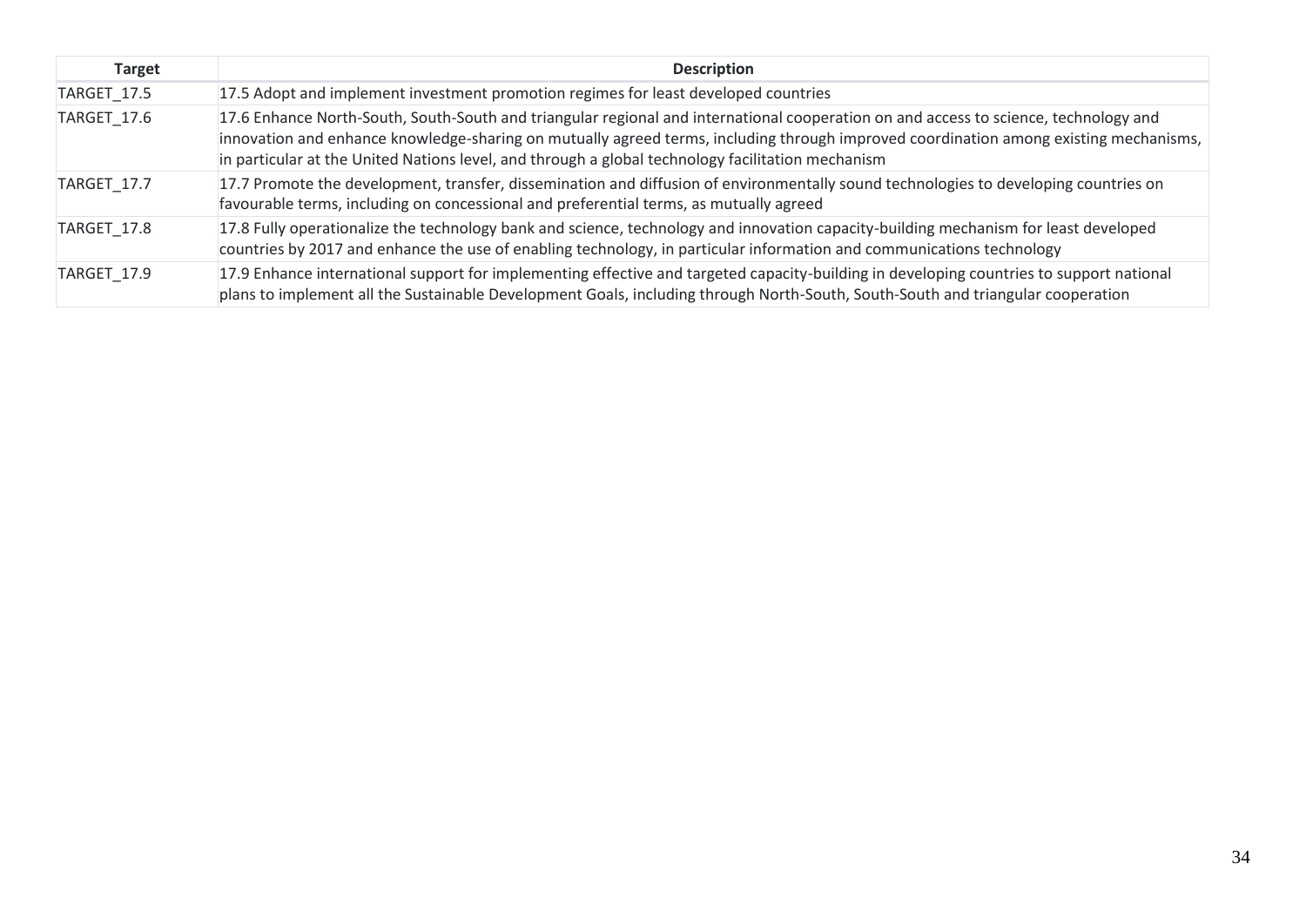| Target | Description |
| --- | --- |
| TARGET_17.5 | 17.5 Adopt and implement investment promotion regimes for least developed countries |
| TARGET_17.6 | 17.6 Enhance North-South, South-South and triangular regional and international cooperation on and access to science, technology and innovation and enhance knowledge-sharing on mutually agreed terms, including through improved coordination among existing mechanisms, in particular at the United Nations level, and through a global technology facilitation mechanism |
| TARGET_17.7 | 17.7 Promote the development, transfer, dissemination and diffusion of environmentally sound technologies to developing countries on favourable terms, including on concessional and preferential terms, as mutually agreed |
| TARGET_17.8 | 17.8 Fully operationalize the technology bank and science, technology and innovation capacity-building mechanism for least developed countries by 2017 and enhance the use of enabling technology, in particular information and communications technology |
| TARGET_17.9 | 17.9 Enhance international support for implementing effective and targeted capacity-building in developing countries to support national plans to implement all the Sustainable Development Goals, including through North-South, South-South and triangular cooperation |